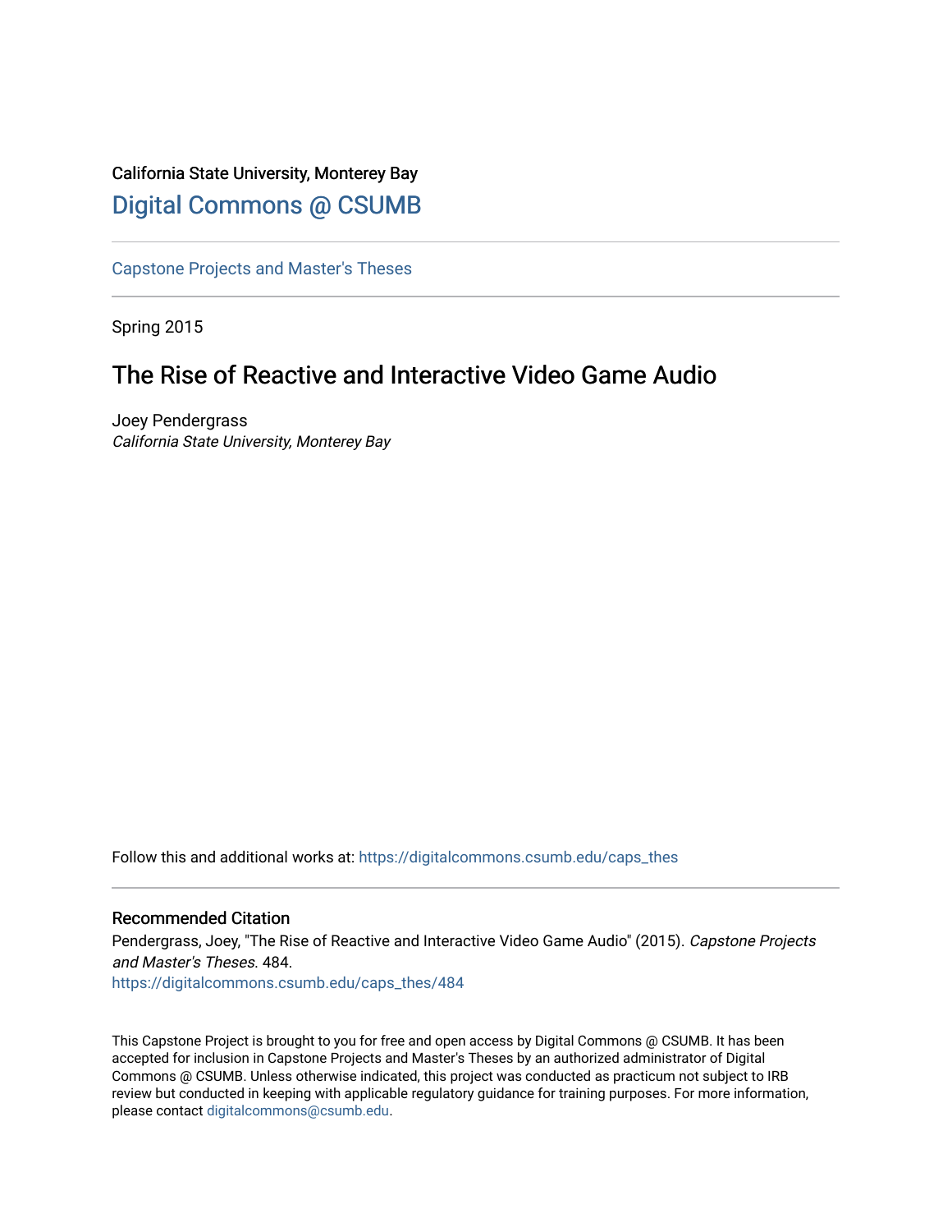California State University, Monterey Bay

Digital Commons @ CSUMB

Capstone Projects and Master's Theses

Spring 2015

# The Rise of Reactive and Interactive Video Game Audio

Joey Pendergrass
*California State University, Monterey Bay*

Follow this and additional works at: https://digitalcommons.csumb.edu/caps_thes

### Recommended Citation

Pendergrass, Joey, "The Rise of Reactive and Interactive Video Game Audio" (2015). *Capstone Projects and Master's Theses*. 484.
https://digitalcommons.csumb.edu/caps_thes/484

This Capstone Project is brought to you for free and open access by Digital Commons @ CSUMB. It has been accepted for inclusion in Capstone Projects and Master's Theses by an authorized administrator of Digital Commons @ CSUMB. Unless otherwise indicated, this project was conducted as practicum not subject to IRB review but conducted in keeping with applicable regulatory guidance for training purposes. For more information, please contact digitalcommons@csumb.edu.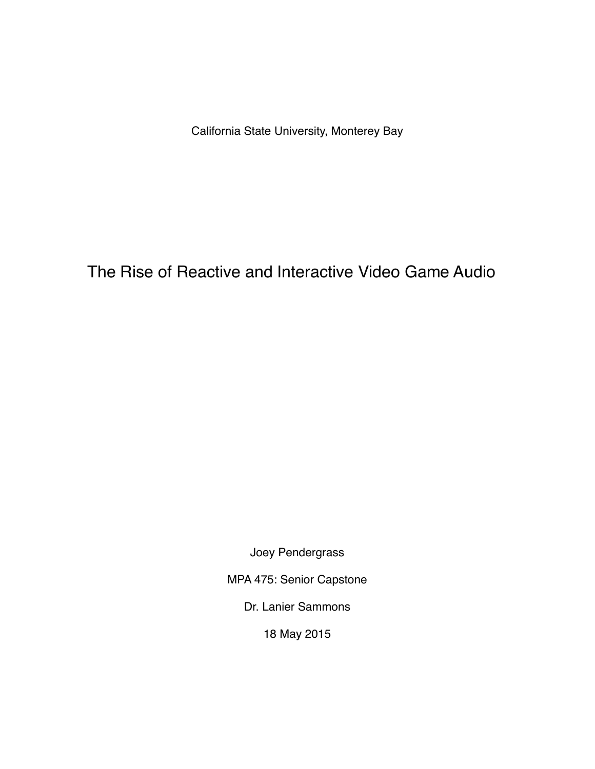California State University, Monterey Bay

# The Rise of Reactive and Interactive Video Game Audio

Joey Pendergrass

MPA 475: Senior Capstone

Dr. Lanier Sammons

18 May 2015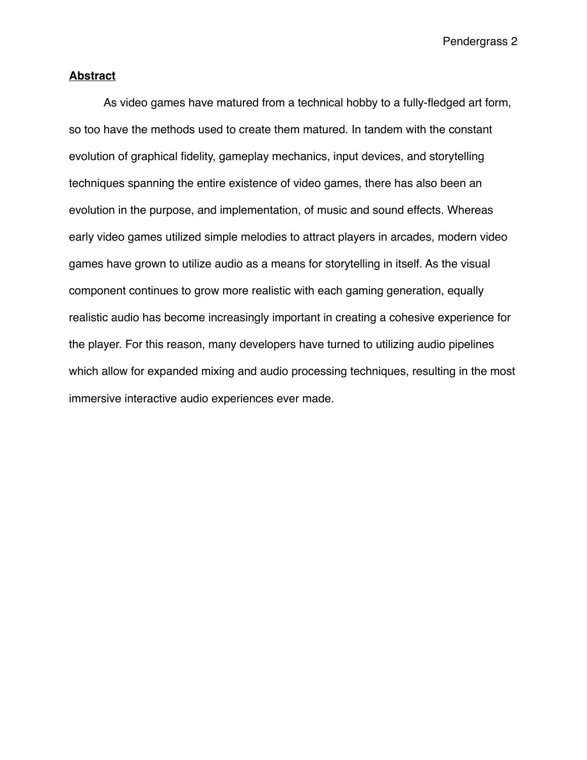## Abstract

As video games have matured from a technical hobby to a fully-fledged art form, so too have the methods used to create them matured. In tandem with the constant evolution of graphical fidelity, gameplay mechanics, input devices, and storytelling techniques spanning the entire existence of video games, there has also been an evolution in the purpose, and implementation, of music and sound effects. Whereas early video games utilized simple melodies to attract players in arcades, modern video games have grown to utilize audio as a means for storytelling in itself. As the visual component continues to grow more realistic with each gaming generation, equally realistic audio has become increasingly important in creating a cohesive experience for the player. For this reason, many developers have turned to utilizing audio pipelines which allow for expanded mixing and audio processing techniques, resulting in the most immersive interactive audio experiences ever made.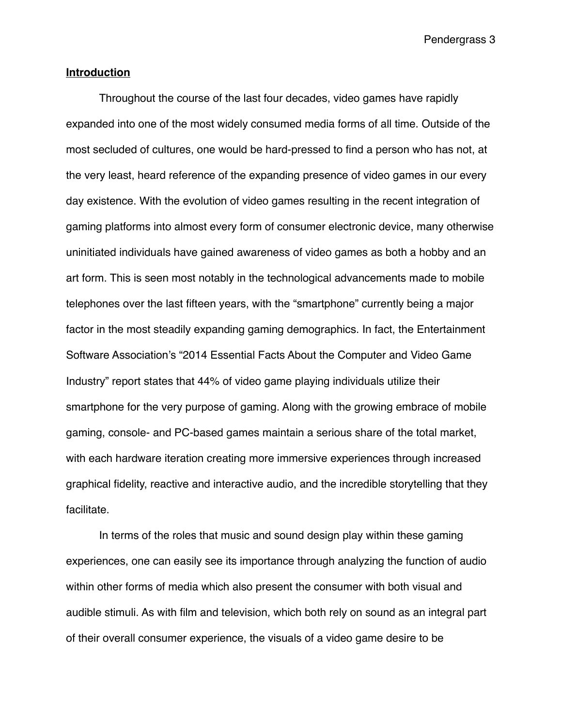## **Introduction**

Throughout the course of the last four decades, video games have rapidly expanded into one of the most widely consumed media forms of all time. Outside of the most secluded of cultures, one would be hard-pressed to find a person who has not, at the very least, heard reference of the expanding presence of video games in our every day existence. With the evolution of video games resulting in the recent integration of gaming platforms into almost every form of consumer electronic device, many otherwise uninitiated individuals have gained awareness of video games as both a hobby and an art form. This is seen most notably in the technological advancements made to mobile telephones over the last fifteen years, with the "smartphone" currently being a major factor in the most steadily expanding gaming demographics. In fact, the Entertainment Software Association's "2014 Essential Facts About the Computer and Video Game Industry" report states that 44% of video game playing individuals utilize their smartphone for the very purpose of gaming. Along with the growing embrace of mobile gaming, console- and PC-based games maintain a serious share of the total market, with each hardware iteration creating more immersive experiences through increased graphical fidelity, reactive and interactive audio, and the incredible storytelling that they facilitate.

In terms of the roles that music and sound design play within these gaming experiences, one can easily see its importance through analyzing the function of audio within other forms of media which also present the consumer with both visual and audible stimuli. As with film and television, which both rely on sound as an integral part of their overall consumer experience, the visuals of a video game desire to be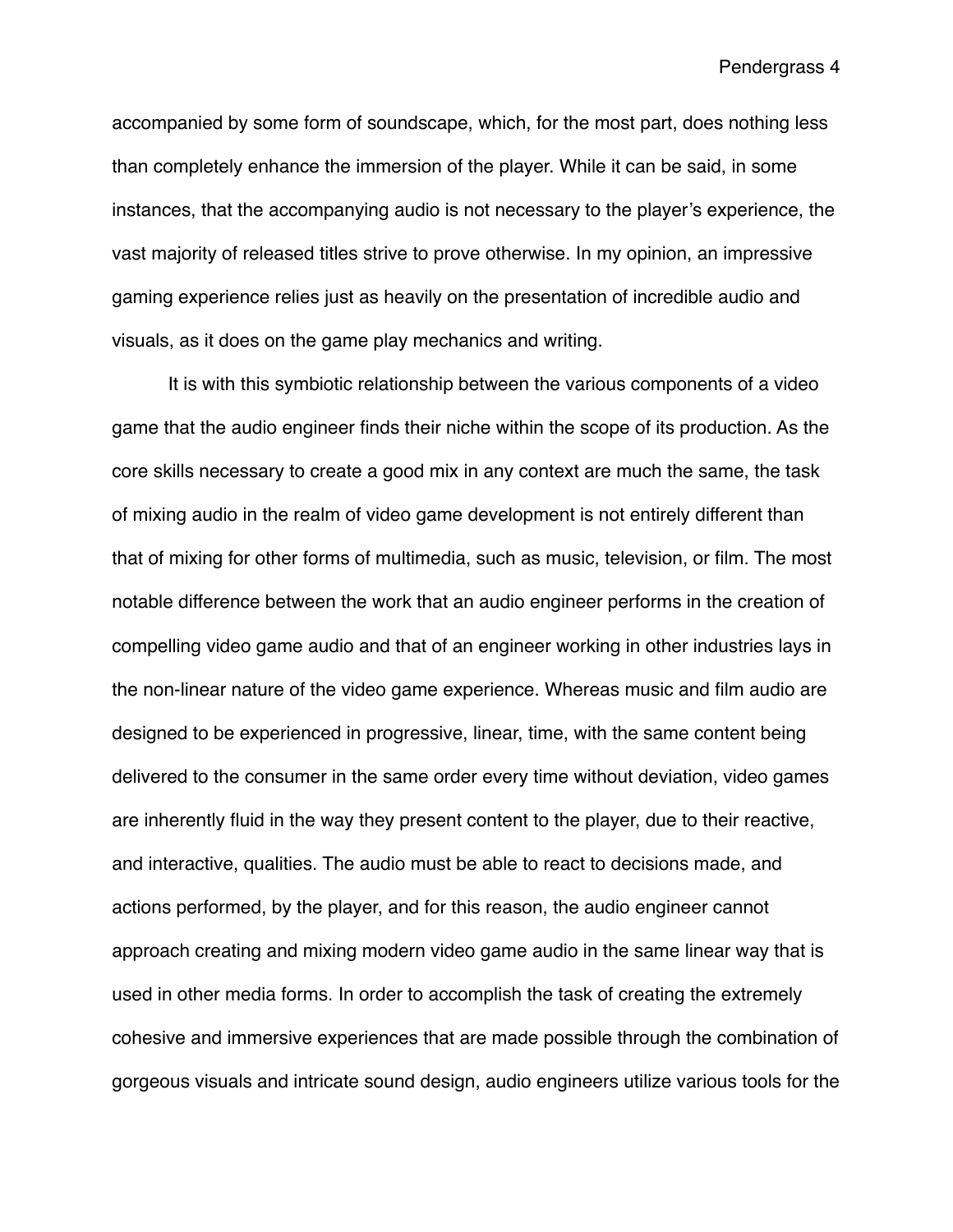accompanied by some form of soundscape, which, for the most part, does nothing less than completely enhance the immersion of the player. While it can be said, in some instances, that the accompanying audio is not necessary to the player's experience, the vast majority of released titles strive to prove otherwise. In my opinion, an impressive gaming experience relies just as heavily on the presentation of incredible audio and visuals, as it does on the game play mechanics and writing.

It is with this symbiotic relationship between the various components of a video game that the audio engineer finds their niche within the scope of its production. As the core skills necessary to create a good mix in any context are much the same, the task of mixing audio in the realm of video game development is not entirely different than that of mixing for other forms of multimedia, such as music, television, or film. The most notable difference between the work that an audio engineer performs in the creation of compelling video game audio and that of an engineer working in other industries lays in the non-linear nature of the video game experience. Whereas music and film audio are designed to be experienced in progressive, linear, time, with the same content being delivered to the consumer in the same order every time without deviation, video games are inherently fluid in the way they present content to the player, due to their reactive, and interactive, qualities. The audio must be able to react to decisions made, and actions performed, by the player, and for this reason, the audio engineer cannot approach creating and mixing modern video game audio in the same linear way that is used in other media forms. In order to accomplish the task of creating the extremely cohesive and immersive experiences that are made possible through the combination of gorgeous visuals and intricate sound design, audio engineers utilize various tools for the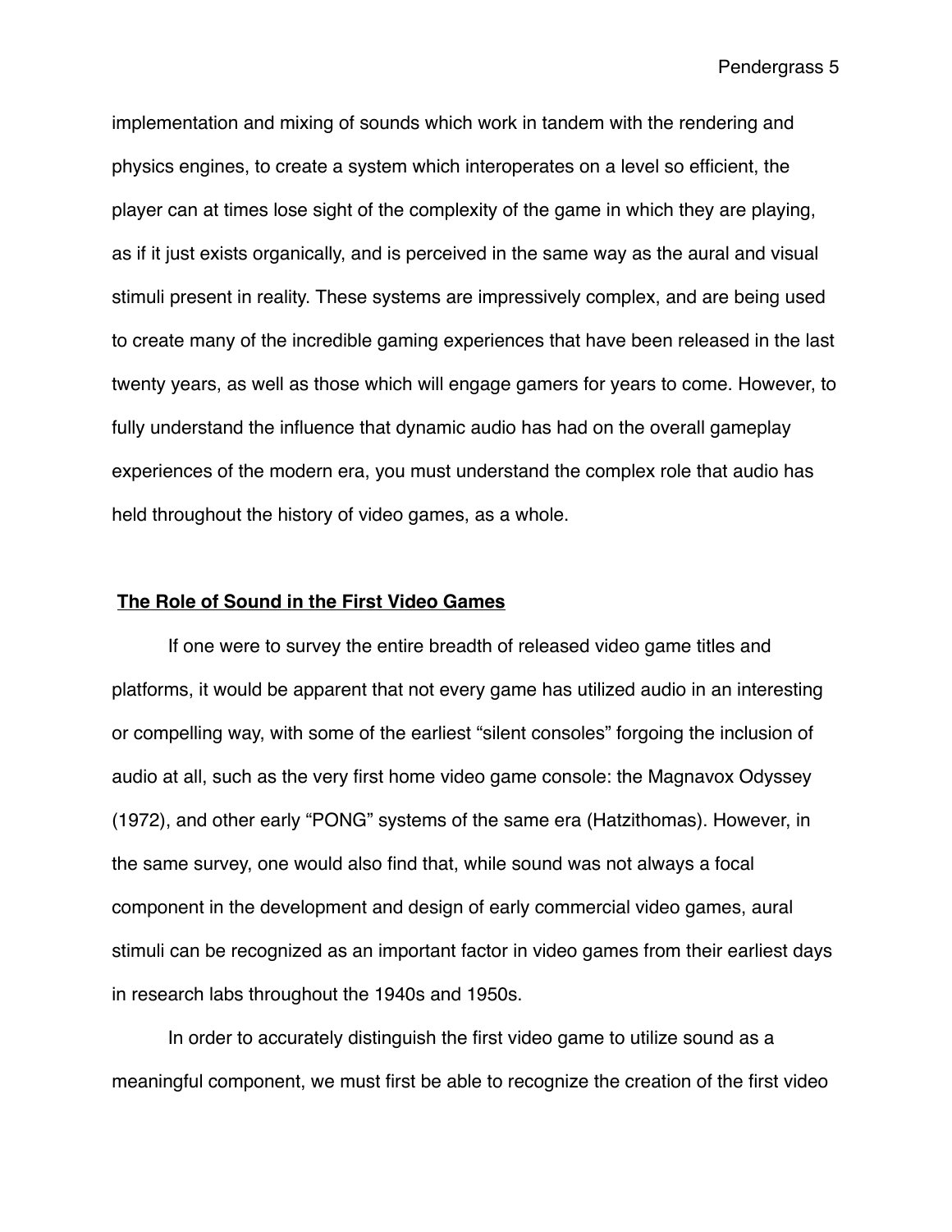implementation and mixing of sounds which work in tandem with the rendering and physics engines, to create a system which interoperates on a level so efficient, the player can at times lose sight of the complexity of the game in which they are playing, as if it just exists organically, and is perceived in the same way as the aural and visual stimuli present in reality. These systems are impressively complex, and are being used to create many of the incredible gaming experiences that have been released in the last twenty years, as well as those which will engage gamers for years to come. However, to fully understand the influence that dynamic audio has had on the overall gameplay experiences of the modern era, you must understand the complex role that audio has held throughout the history of video games, as a whole.

## The Role of Sound in the First Video Games

If one were to survey the entire breadth of released video game titles and platforms, it would be apparent that not every game has utilized audio in an interesting or compelling way, with some of the earliest "silent consoles" forgoing the inclusion of audio at all, such as the very first home video game console: the Magnavox Odyssey (1972), and other early "PONG" systems of the same era (Hatzithomas). However, in the same survey, one would also find that, while sound was not always a focal component in the development and design of early commercial video games, aural stimuli can be recognized as an important factor in video games from their earliest days in research labs throughout the 1940s and 1950s.

In order to accurately distinguish the first video game to utilize sound as a meaningful component, we must first be able to recognize the creation of the first video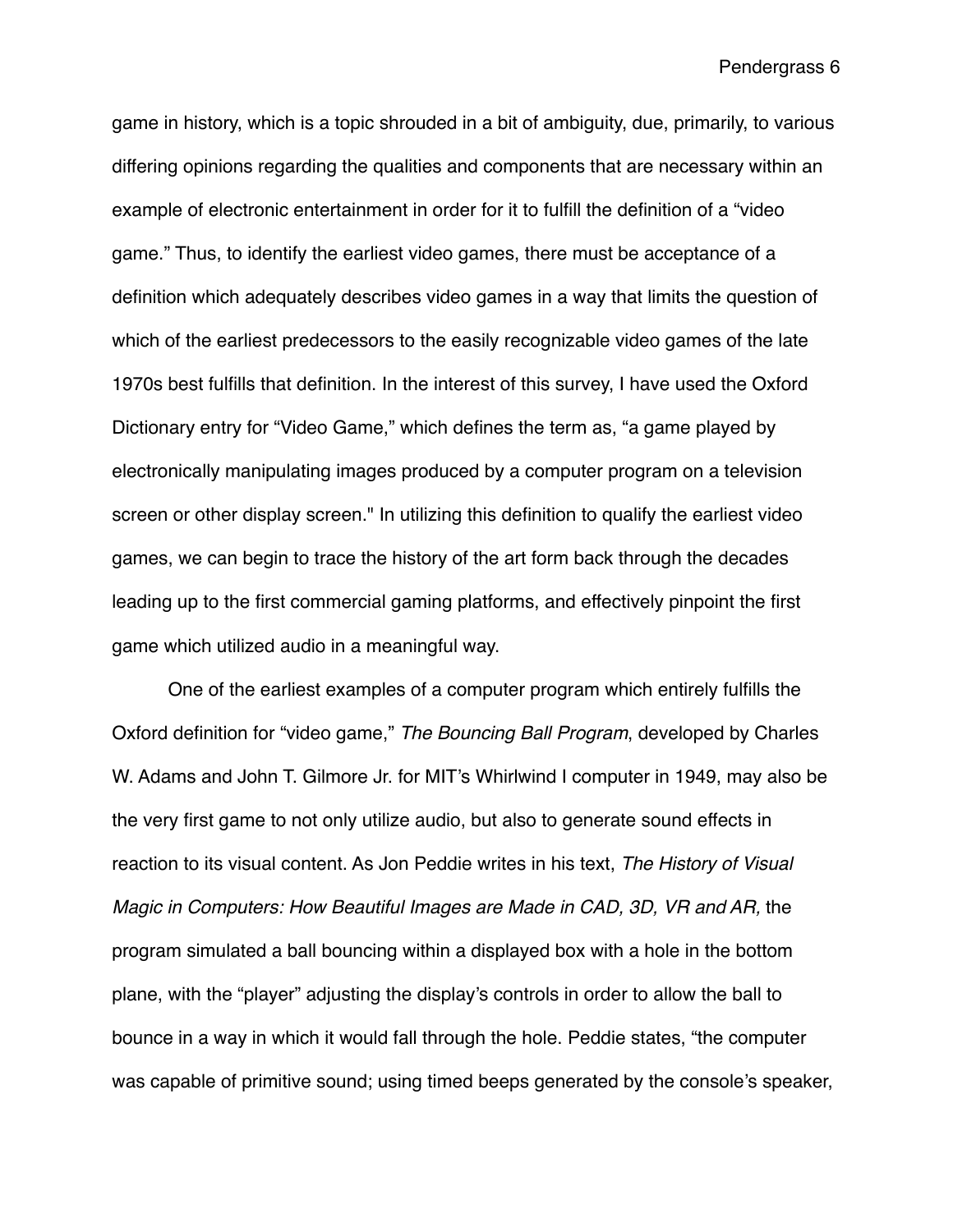game in history, which is a topic shrouded in a bit of ambiguity, due, primarily, to various differing opinions regarding the qualities and components that are necessary within an example of electronic entertainment in order for it to fulfill the definition of a "video game." Thus, to identify the earliest video games, there must be acceptance of a definition which adequately describes video games in a way that limits the question of which of the earliest predecessors to the easily recognizable video games of the late 1970s best fulfills that definition. In the interest of this survey, I have used the Oxford Dictionary entry for "Video Game," which defines the term as, "a game played by electronically manipulating images produced by a computer program on a television screen or other display screen." In utilizing this definition to qualify the earliest video games, we can begin to trace the history of the art form back through the decades leading up to the first commercial gaming platforms, and effectively pinpoint the first game which utilized audio in a meaningful way.

One of the earliest examples of a computer program which entirely fulfills the Oxford definition for "video game," *The Bouncing Ball Program*, developed by Charles W. Adams and John T. Gilmore Jr. for MIT's Whirlwind I computer in 1949, may also be the very first game to not only utilize audio, but also to generate sound effects in reaction to its visual content. As Jon Peddie writes in his text, *The History of Visual Magic in Computers: How Beautiful Images are Made in CAD, 3D, VR and AR,* the program simulated a ball bouncing within a displayed box with a hole in the bottom plane, with the "player" adjusting the display's controls in order to allow the ball to bounce in a way in which it would fall through the hole. Peddie states, "the computer was capable of primitive sound; using timed beeps generated by the console's speaker,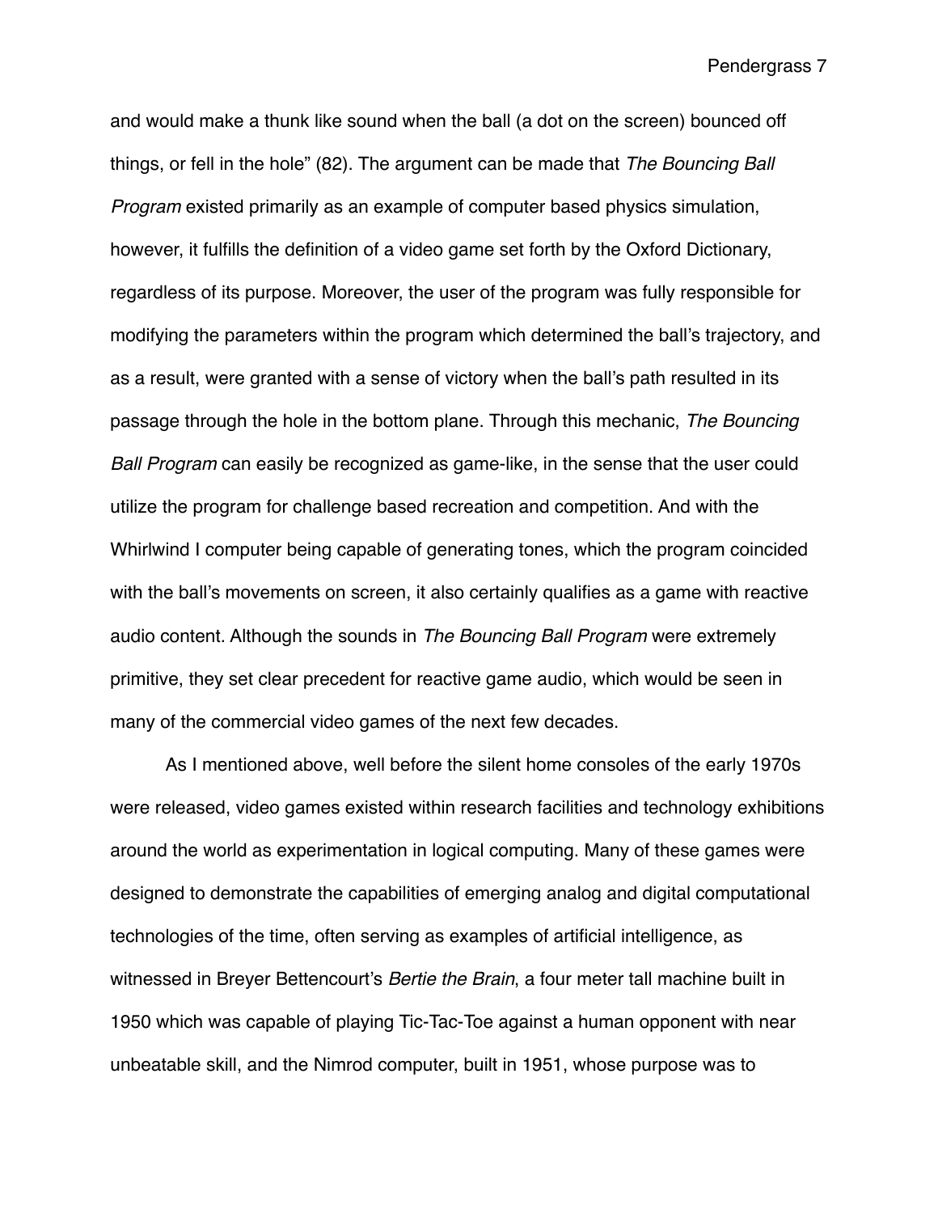and would make a thunk like sound when the ball (a dot on the screen) bounced off things, or fell in the hole" (82). The argument can be made that *The Bouncing Ball Program* existed primarily as an example of computer based physics simulation, however, it fulfills the definition of a video game set forth by the Oxford Dictionary, regardless of its purpose. Moreover, the user of the program was fully responsible for modifying the parameters within the program which determined the ball's trajectory, and as a result, were granted with a sense of victory when the ball's path resulted in its passage through the hole in the bottom plane. Through this mechanic, *The Bouncing Ball Program* can easily be recognized as game-like, in the sense that the user could utilize the program for challenge based recreation and competition. And with the Whirlwind I computer being capable of generating tones, which the program coincided with the ball's movements on screen, it also certainly qualifies as a game with reactive audio content. Although the sounds in *The Bouncing Ball Program* were extremely primitive, they set clear precedent for reactive game audio, which would be seen in many of the commercial video games of the next few decades.

As I mentioned above, well before the silent home consoles of the early 1970s were released, video games existed within research facilities and technology exhibitions around the world as experimentation in logical computing. Many of these games were designed to demonstrate the capabilities of emerging analog and digital computational technologies of the time, often serving as examples of artificial intelligence, as witnessed in Breyer Bettencourt's *Bertie the Brain*, a four meter tall machine built in 1950 which was capable of playing Tic-Tac-Toe against a human opponent with near unbeatable skill, and the Nimrod computer, built in 1951, whose purpose was to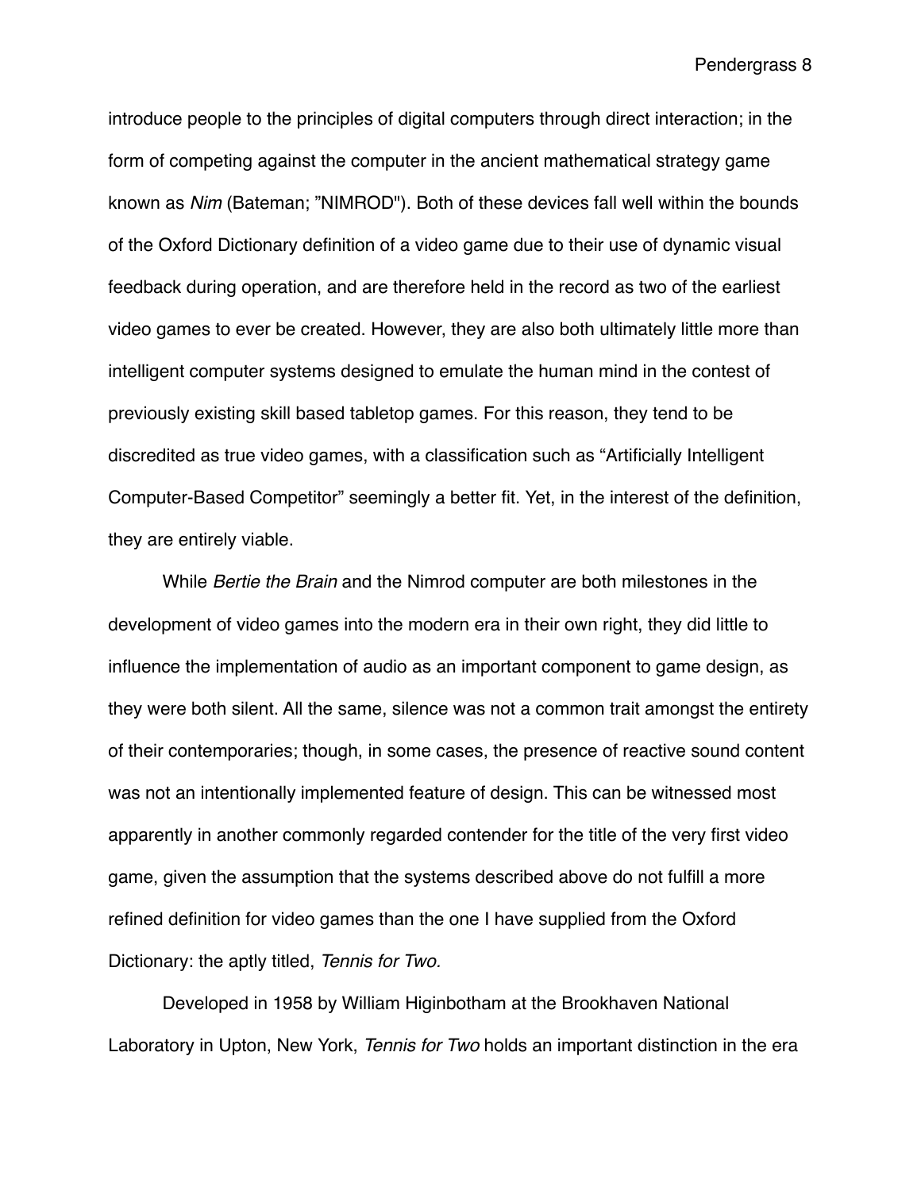introduce people to the principles of digital computers through direct interaction; in the form of competing against the computer in the ancient mathematical strategy game known as *Nim* (Bateman; "NIMROD"). Both of these devices fall well within the bounds of the Oxford Dictionary definition of a video game due to their use of dynamic visual feedback during operation, and are therefore held in the record as two of the earliest video games to ever be created. However, they are also both ultimately little more than intelligent computer systems designed to emulate the human mind in the contest of previously existing skill based tabletop games. For this reason, they tend to be discredited as true video games, with a classification such as "Artificially Intelligent Computer-Based Competitor" seemingly a better fit. Yet, in the interest of the definition, they are entirely viable.

While *Bertie the Brain* and the Nimrod computer are both milestones in the development of video games into the modern era in their own right, they did little to influence the implementation of audio as an important component to game design, as they were both silent. All the same, silence was not a common trait amongst the entirety of their contemporaries; though, in some cases, the presence of reactive sound content was not an intentionally implemented feature of design. This can be witnessed most apparently in another commonly regarded contender for the title of the very first video game, given the assumption that the systems described above do not fulfill a more refined definition for video games than the one I have supplied from the Oxford Dictionary: the aptly titled, *Tennis for Two.*

Developed in 1958 by William Higinbotham at the Brookhaven National Laboratory in Upton, New York, *Tennis for Two* holds an important distinction in the era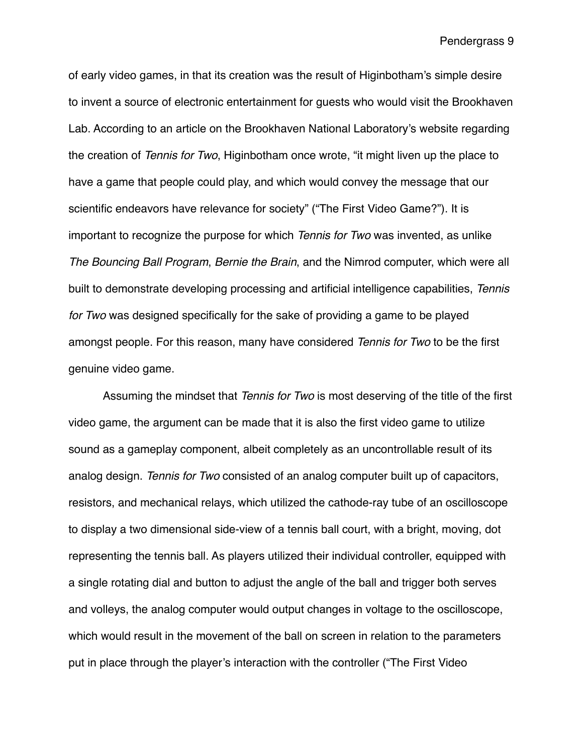of early video games, in that its creation was the result of Higinbotham's simple desire to invent a source of electronic entertainment for guests who would visit the Brookhaven Lab. According to an article on the Brookhaven National Laboratory's website regarding the creation of *Tennis for Two*, Higinbotham once wrote, "it might liven up the place to have a game that people could play, and which would convey the message that our scientific endeavors have relevance for society" ("The First Video Game?"). It is important to recognize the purpose for which *Tennis for Two* was invented, as unlike *The Bouncing Ball Program*, *Bernie the Brain*, and the Nimrod computer, which were all built to demonstrate developing processing and artificial intelligence capabilities, *Tennis for Two* was designed specifically for the sake of providing a game to be played amongst people. For this reason, many have considered *Tennis for Two* to be the first genuine video game.

Assuming the mindset that *Tennis for Two* is most deserving of the title of the first video game, the argument can be made that it is also the first video game to utilize sound as a gameplay component, albeit completely as an uncontrollable result of its analog design. *Tennis for Two* consisted of an analog computer built up of capacitors, resistors, and mechanical relays, which utilized the cathode-ray tube of an oscilloscope to display a two dimensional side-view of a tennis ball court, with a bright, moving, dot representing the tennis ball. As players utilized their individual controller, equipped with a single rotating dial and button to adjust the angle of the ball and trigger both serves and volleys, the analog computer would output changes in voltage to the oscilloscope, which would result in the movement of the ball on screen in relation to the parameters put in place through the player's interaction with the controller ("The First Video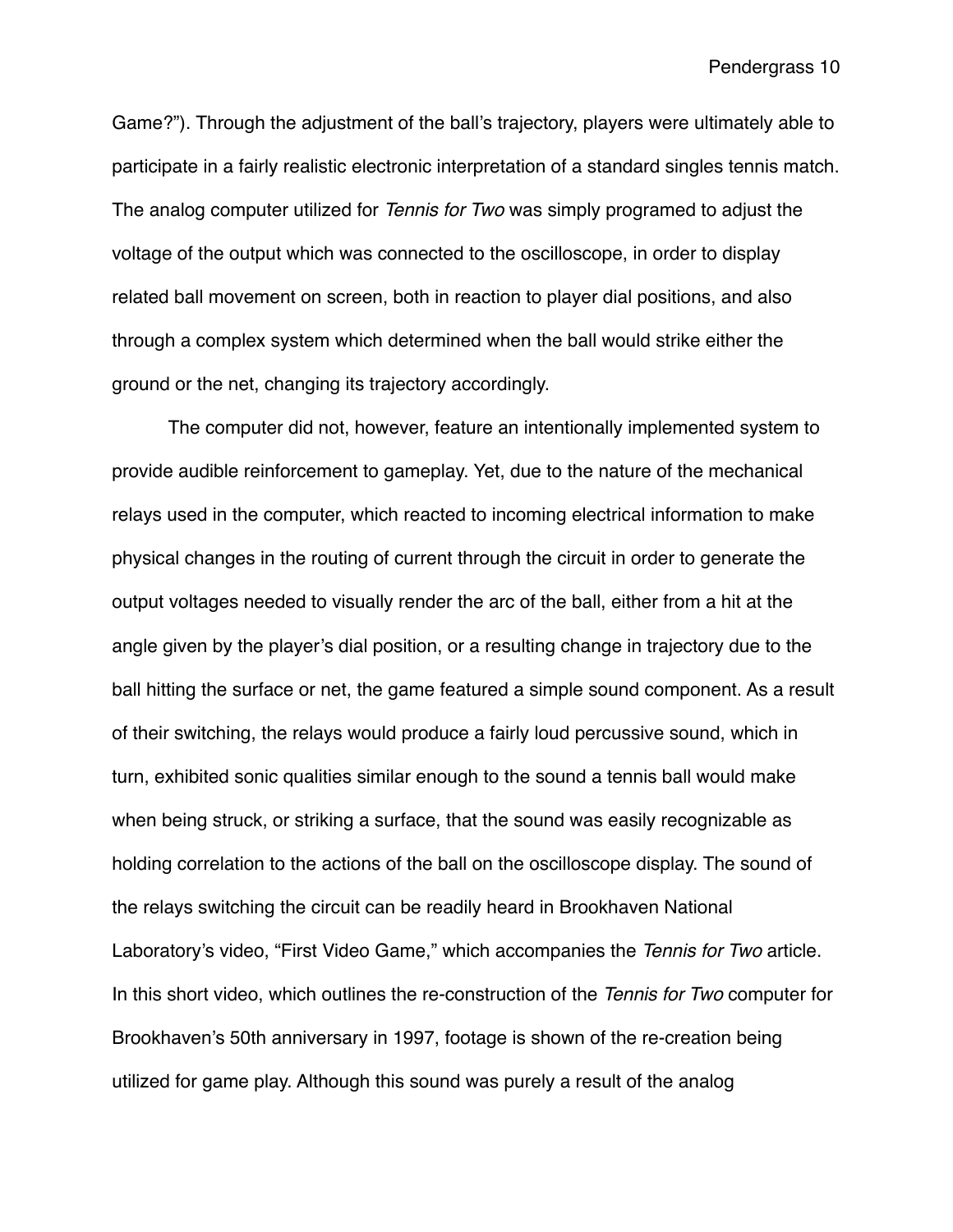Game?"). Through the adjustment of the ball's trajectory, players were ultimately able to participate in a fairly realistic electronic interpretation of a standard singles tennis match. The analog computer utilized for *Tennis for Two* was simply programed to adjust the voltage of the output which was connected to the oscilloscope, in order to display related ball movement on screen, both in reaction to player dial positions, and also through a complex system which determined when the ball would strike either the ground or the net, changing its trajectory accordingly.

The computer did not, however, feature an intentionally implemented system to provide audible reinforcement to gameplay. Yet, due to the nature of the mechanical relays used in the computer, which reacted to incoming electrical information to make physical changes in the routing of current through the circuit in order to generate the output voltages needed to visually render the arc of the ball, either from a hit at the angle given by the player's dial position, or a resulting change in trajectory due to the ball hitting the surface or net, the game featured a simple sound component. As a result of their switching, the relays would produce a fairly loud percussive sound, which in turn, exhibited sonic qualities similar enough to the sound a tennis ball would make when being struck, or striking a surface, that the sound was easily recognizable as holding correlation to the actions of the ball on the oscilloscope display. The sound of the relays switching the circuit can be readily heard in Brookhaven National Laboratory's video, "First Video Game," which accompanies the *Tennis for Two* article. In this short video, which outlines the re-construction of the *Tennis for Two* computer for Brookhaven's 50th anniversary in 1997, footage is shown of the re-creation being utilized for game play. Although this sound was purely a result of the analog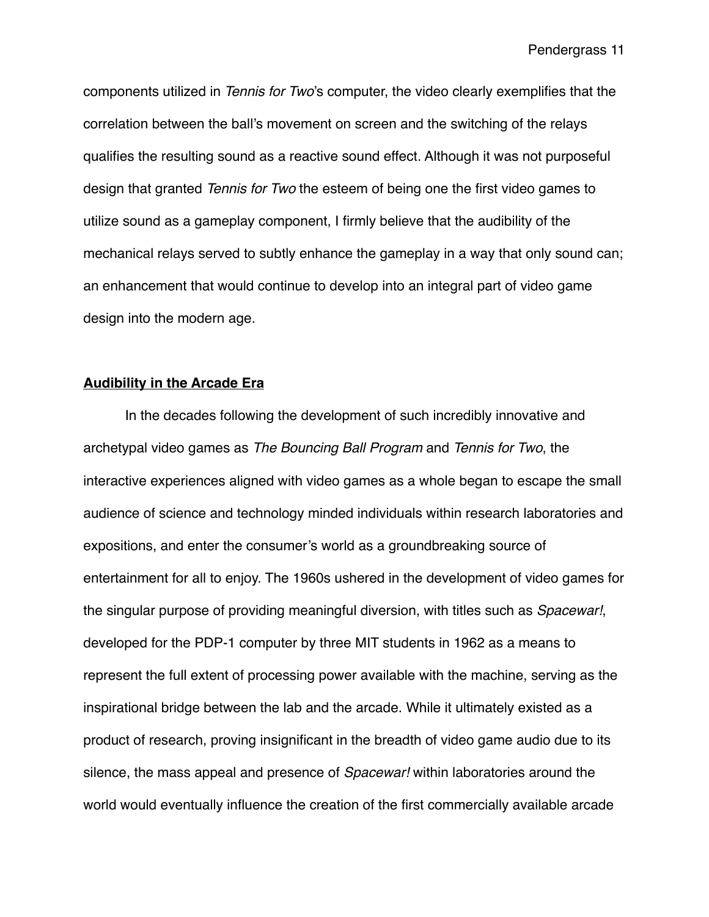components utilized in *Tennis for Two*'s computer, the video clearly exemplifies that the correlation between the ball's movement on screen and the switching of the relays qualifies the resulting sound as a reactive sound effect. Although it was not purposeful design that granted *Tennis for Two* the esteem of being one the first video games to utilize sound as a gameplay component, I firmly believe that the audibility of the mechanical relays served to subtly enhance the gameplay in a way that only sound can; an enhancement that would continue to develop into an integral part of video game design into the modern age.

## **Audibility in the Arcade Era**

In the decades following the development of such incredibly innovative and archetypal video games as *The Bouncing Ball Program* and *Tennis for Two*, the interactive experiences aligned with video games as a whole began to escape the small audience of science and technology minded individuals within research laboratories and expositions, and enter the consumer's world as a groundbreaking source of entertainment for all to enjoy. The 1960s ushered in the development of video games for the singular purpose of providing meaningful diversion, with titles such as *Spacewar!*, developed for the PDP-1 computer by three MIT students in 1962 as a means to represent the full extent of processing power available with the machine, serving as the inspirational bridge between the lab and the arcade. While it ultimately existed as a product of research, proving insignificant in the breadth of video game audio due to its silence, the mass appeal and presence of *Spacewar!* within laboratories around the world would eventually influence the creation of the first commercially available arcade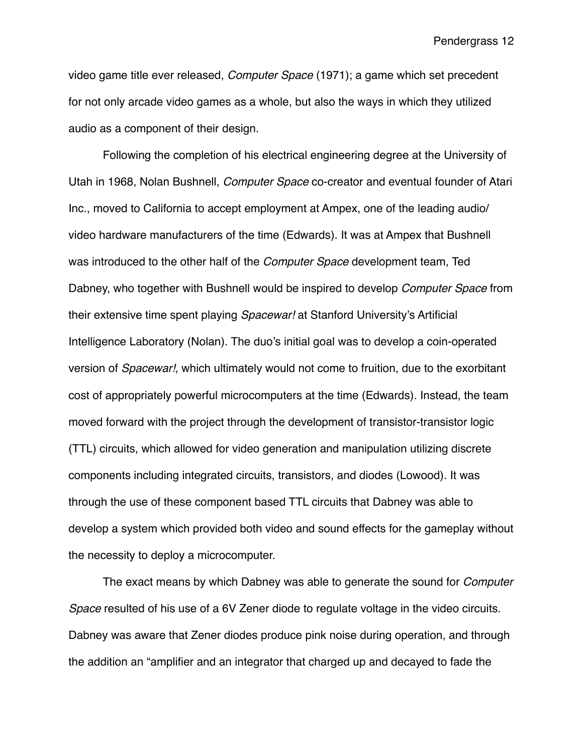video game title ever released, *Computer Space* (1971); a game which set precedent for not only arcade video games as a whole, but also the ways in which they utilized audio as a component of their design.

Following the completion of his electrical engineering degree at the University of Utah in 1968, Nolan Bushnell, *Computer Space* co-creator and eventual founder of Atari Inc., moved to California to accept employment at Ampex, one of the leading audio/video hardware manufacturers of the time (Edwards). It was at Ampex that Bushnell was introduced to the other half of the *Computer Space* development team, Ted Dabney, who together with Bushnell would be inspired to develop *Computer Space* from their extensive time spent playing *Spacewar!* at Stanford University's Artificial Intelligence Laboratory (Nolan). The duo's initial goal was to develop a coin-operated version of *Spacewar!*, which ultimately would not come to fruition, due to the exorbitant cost of appropriately powerful microcomputers at the time (Edwards). Instead, the team moved forward with the project through the development of transistor-transistor logic (TTL) circuits, which allowed for video generation and manipulation utilizing discrete components including integrated circuits, transistors, and diodes (Lowood). It was through the use of these component based TTL circuits that Dabney was able to develop a system which provided both video and sound effects for the gameplay without the necessity to deploy a microcomputer.

The exact means by which Dabney was able to generate the sound for *Computer Space* resulted of his use of a 6V Zener diode to regulate voltage in the video circuits. Dabney was aware that Zener diodes produce pink noise during operation, and through the addition an "amplifier and an integrator that charged up and decayed to fade the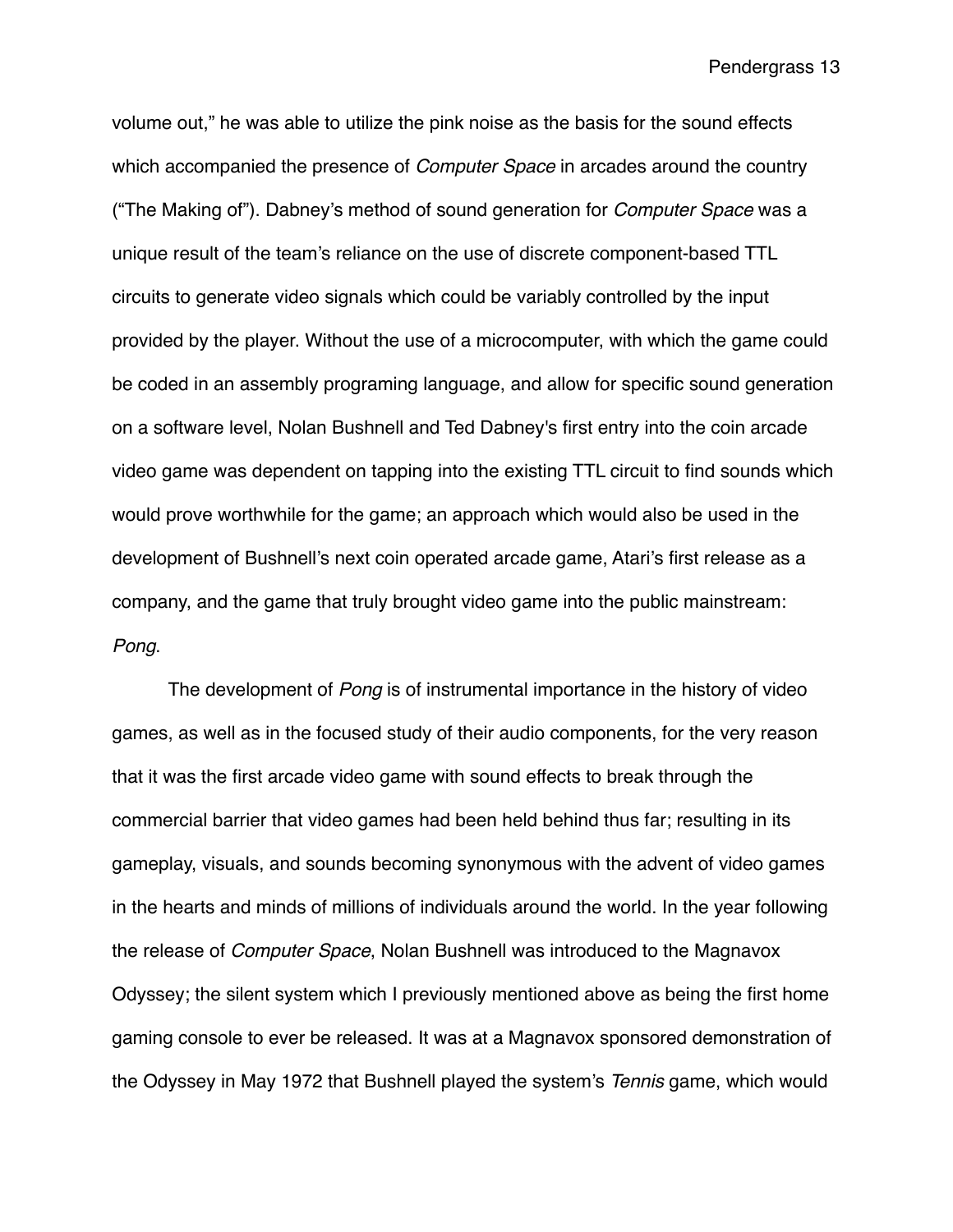volume out," he was able to utilize the pink noise as the basis for the sound effects which accompanied the presence of *Computer Space* in arcades around the country ("The Making of"). Dabney's method of sound generation for *Computer Space* was a unique result of the team's reliance on the use of discrete component-based TTL circuits to generate video signals which could be variably controlled by the input provided by the player. Without the use of a microcomputer, with which the game could be coded in an assembly programing language, and allow for specific sound generation on a software level, Nolan Bushnell and Ted Dabney's first entry into the coin arcade video game was dependent on tapping into the existing TTL circuit to find sounds which would prove worthwhile for the game; an approach which would also be used in the development of Bushnell's next coin operated arcade game, Atari's first release as a company, and the game that truly brought video game into the public mainstream: *Pong*.

The development of *Pong* is of instrumental importance in the history of video games, as well as in the focused study of their audio components, for the very reason that it was the first arcade video game with sound effects to break through the commercial barrier that video games had been held behind thus far; resulting in its gameplay, visuals, and sounds becoming synonymous with the advent of video games in the hearts and minds of millions of individuals around the world. In the year following the release of *Computer Space*, Nolan Bushnell was introduced to the Magnavox Odyssey; the silent system which I previously mentioned above as being the first home gaming console to ever be released. It was at a Magnavox sponsored demonstration of the Odyssey in May 1972 that Bushnell played the system's *Tennis* game, which would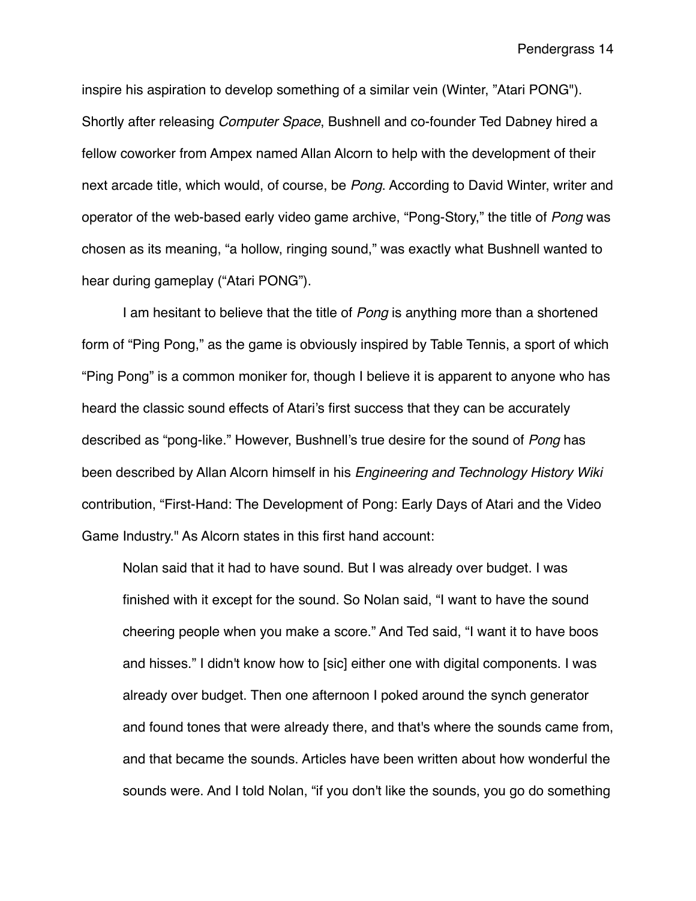inspire his aspiration to develop something of a similar vein (Winter, "Atari PONG"). Shortly after releasing *Computer Space*, Bushnell and co-founder Ted Dabney hired a fellow coworker from Ampex named Allan Alcorn to help with the development of their next arcade title, which would, of course, be *Pong*. According to David Winter, writer and operator of the web-based early video game archive, "Pong-Story," the title of *Pong* was chosen as its meaning, "a hollow, ringing sound," was exactly what Bushnell wanted to hear during gameplay ("Atari PONG").

I am hesitant to believe that the title of *Pong* is anything more than a shortened form of "Ping Pong," as the game is obviously inspired by Table Tennis, a sport of which "Ping Pong" is a common moniker for, though I believe it is apparent to anyone who has heard the classic sound effects of Atari's first success that they can be accurately described as "pong-like." However, Bushnell's true desire for the sound of *Pong* has been described by Allan Alcorn himself in his *Engineering and Technology History Wiki* contribution, "First-Hand: The Development of Pong: Early Days of Atari and the Video Game Industry." As Alcorn states in this first hand account:

> Nolan said that it had to have sound. But I was already over budget. I was finished with it except for the sound. So Nolan said, "I want to have the sound cheering people when you make a score." And Ted said, "I want it to have boos and hisses." I didn't know how to [sic] either one with digital components. I was already over budget. Then one afternoon I poked around the synch generator and found tones that were already there, and that's where the sounds came from, and that became the sounds. Articles have been written about how wonderful the sounds were. And I told Nolan, "if you don't like the sounds, you go do something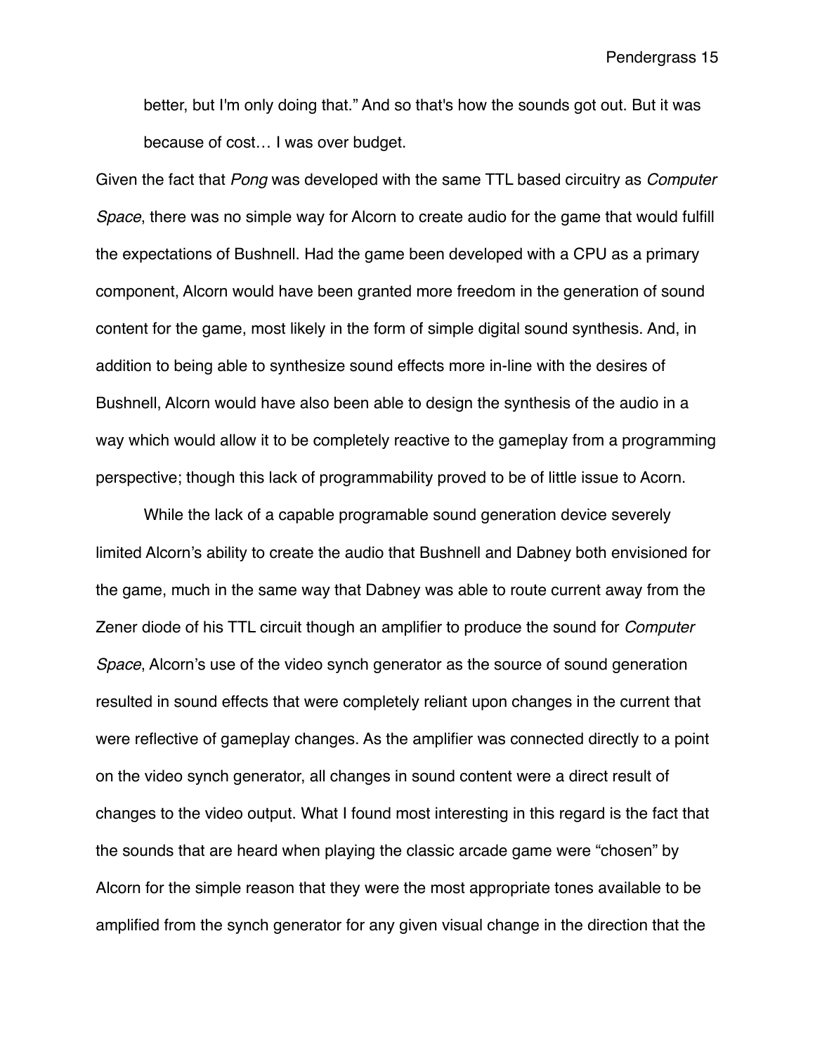> better, but I'm only doing that." And so that's how the sounds got out. But it was because of cost… I was over budget.

Given the fact that *Pong* was developed with the same TTL based circuitry as *Computer Space*, there was no simple way for Alcorn to create audio for the game that would fulfill the expectations of Bushnell. Had the game been developed with a CPU as a primary component, Alcorn would have been granted more freedom in the generation of sound content for the game, most likely in the form of simple digital sound synthesis. And, in addition to being able to synthesize sound effects more in-line with the desires of Bushnell, Alcorn would have also been able to design the synthesis of the audio in a way which would allow it to be completely reactive to the gameplay from a programming perspective; though this lack of programmability proved to be of little issue to Acorn.

While the lack of a capable programable sound generation device severely limited Alcorn's ability to create the audio that Bushnell and Dabney both envisioned for the game, much in the same way that Dabney was able to route current away from the Zener diode of his TTL circuit though an amplifier to produce the sound for *Computer Space*, Alcorn's use of the video synch generator as the source of sound generation resulted in sound effects that were completely reliant upon changes in the current that were reflective of gameplay changes. As the amplifier was connected directly to a point on the video synch generator, all changes in sound content were a direct result of changes to the video output. What I found most interesting in this regard is the fact that the sounds that are heard when playing the classic arcade game were "chosen" by Alcorn for the simple reason that they were the most appropriate tones available to be amplified from the synch generator for any given visual change in the direction that the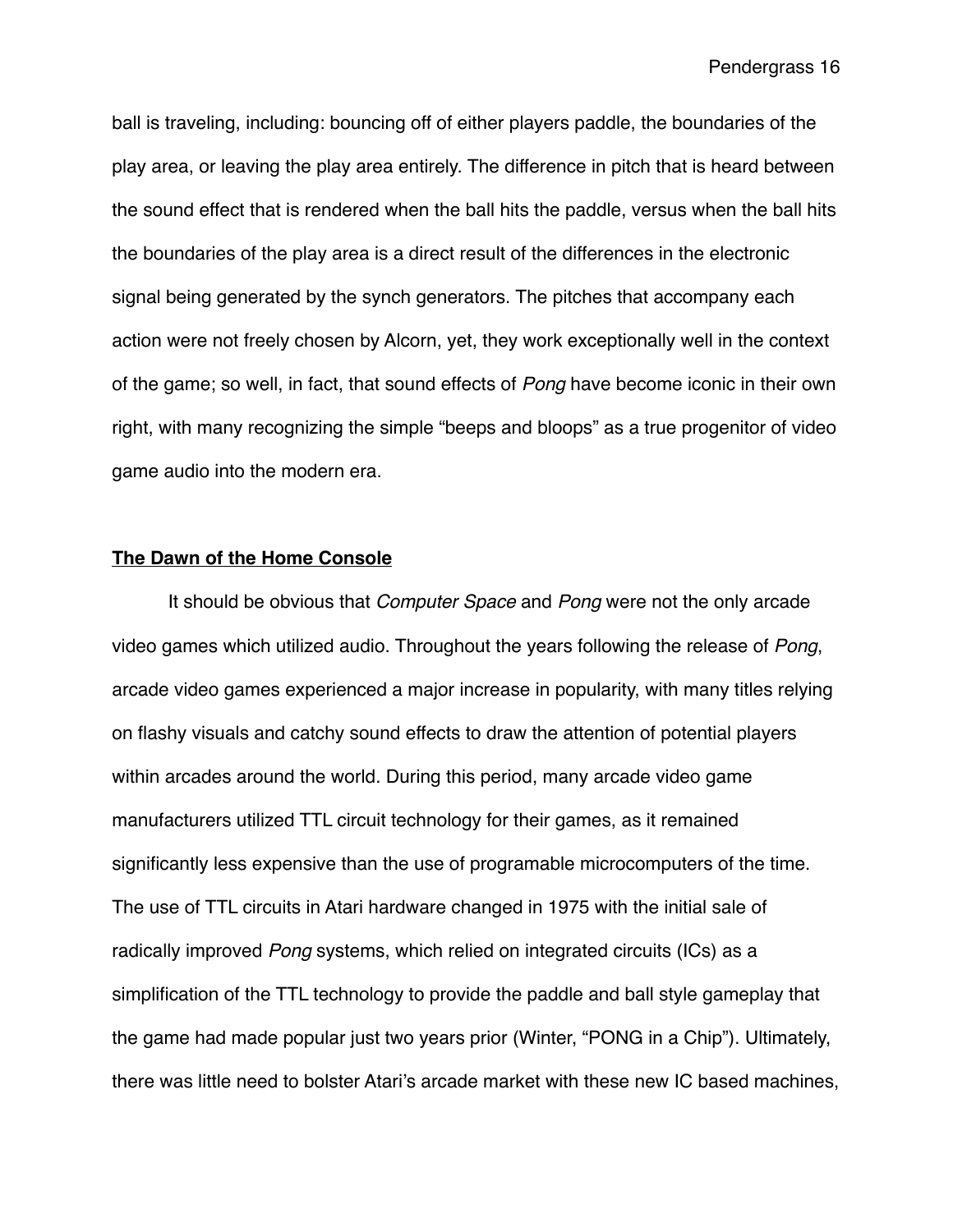ball is traveling, including: bouncing off of either players paddle, the boundaries of the play area, or leaving the play area entirely. The difference in pitch that is heard between the sound effect that is rendered when the ball hits the paddle, versus when the ball hits the boundaries of the play area is a direct result of the differences in the electronic signal being generated by the synch generators. The pitches that accompany each action were not freely chosen by Alcorn, yet, they work exceptionally well in the context of the game; so well, in fact, that sound effects of *Pong* have become iconic in their own right, with many recognizing the simple "beeps and bloops" as a true progenitor of video game audio into the modern era.

## <u>**The Dawn of the Home Console**</u>

It should be obvious that *Computer Space* and *Pong* were not the only arcade video games which utilized audio. Throughout the years following the release of *Pong*, arcade video games experienced a major increase in popularity, with many titles relying on flashy visuals and catchy sound effects to draw the attention of potential players within arcades around the world. During this period, many arcade video game manufacturers utilized TTL circuit technology for their games, as it remained significantly less expensive than the use of programable microcomputers of the time. The use of TTL circuits in Atari hardware changed in 1975 with the initial sale of radically improved *Pong* systems, which relied on integrated circuits (ICs) as a simplification of the TTL technology to provide the paddle and ball style gameplay that the game had made popular just two years prior (Winter, "PONG in a Chip"). Ultimately, there was little need to bolster Atari's arcade market with these new IC based machines,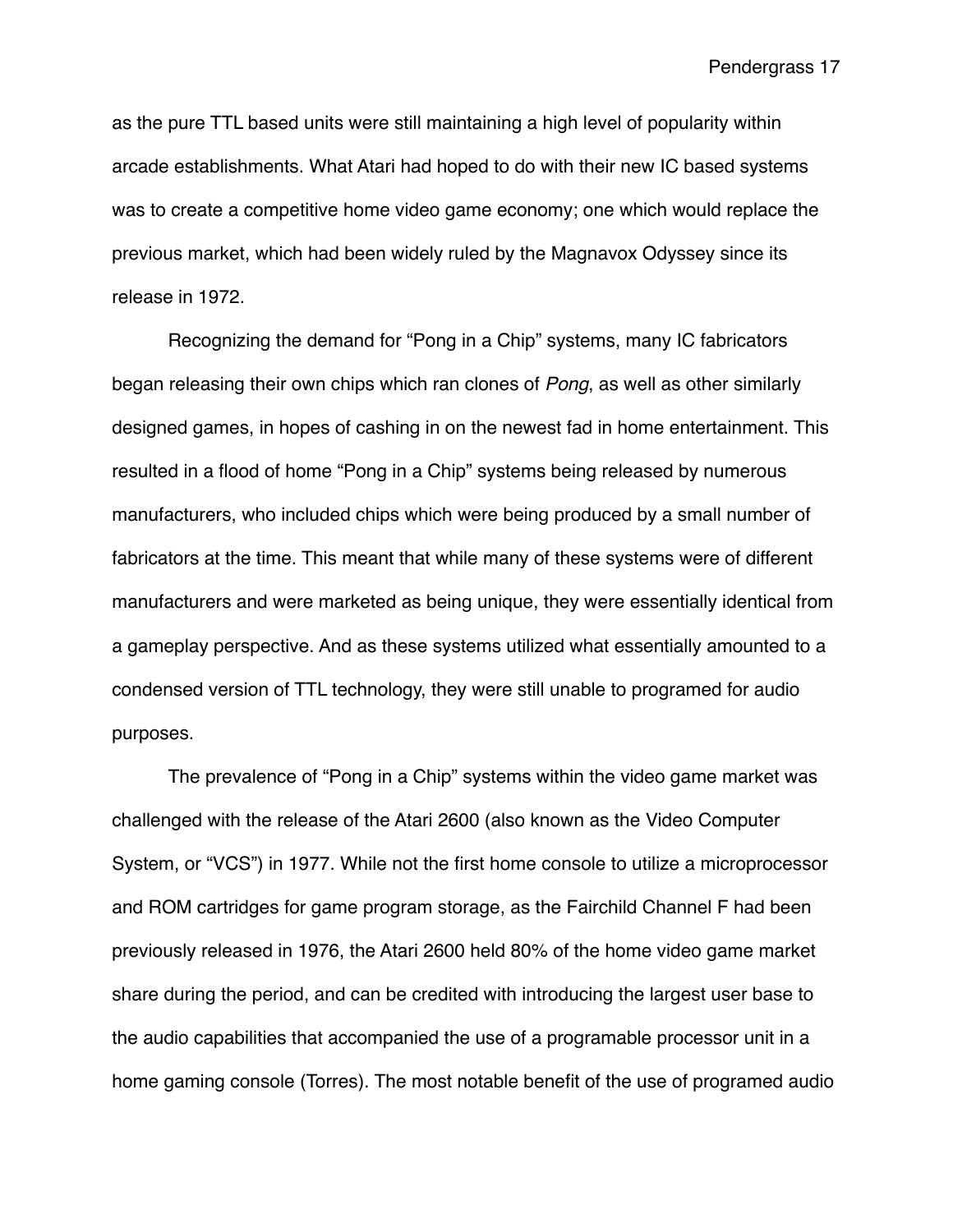as the pure TTL based units were still maintaining a high level of popularity within arcade establishments. What Atari had hoped to do with their new IC based systems was to create a competitive home video game economy; one which would replace the previous market, which had been widely ruled by the Magnavox Odyssey since its release in 1972.

Recognizing the demand for “Pong in a Chip” systems, many IC fabricators began releasing their own chips which ran clones of *Pong*, as well as other similarly designed games, in hopes of cashing in on the newest fad in home entertainment. This resulted in a flood of home “Pong in a Chip” systems being released by numerous manufacturers, who included chips which were being produced by a small number of fabricators at the time. This meant that while many of these systems were of different manufacturers and were marketed as being unique, they were essentially identical from a gameplay perspective. And as these systems utilized what essentially amounted to a condensed version of TTL technology, they were still unable to programed for audio purposes.

The prevalence of “Pong in a Chip” systems within the video game market was challenged with the release of the Atari 2600 (also known as the Video Computer System, or “VCS”) in 1977. While not the first home console to utilize a microprocessor and ROM cartridges for game program storage, as the Fairchild Channel F had been previously released in 1976, the Atari 2600 held 80% of the home video game market share during the period, and can be credited with introducing the largest user base to the audio capabilities that accompanied the use of a programable processor unit in a home gaming console (Torres). The most notable benefit of the use of programed audio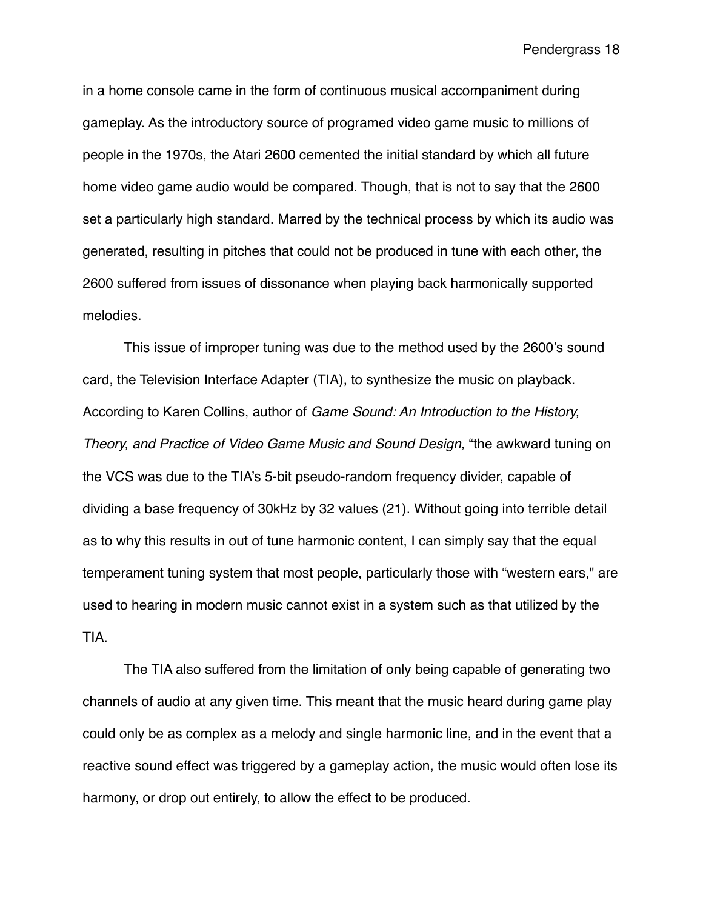in a home console came in the form of continuous musical accompaniment during gameplay. As the introductory source of programed video game music to millions of people in the 1970s, the Atari 2600 cemented the initial standard by which all future home video game audio would be compared. Though, that is not to say that the 2600 set a particularly high standard. Marred by the technical process by which its audio was generated, resulting in pitches that could not be produced in tune with each other, the 2600 suffered from issues of dissonance when playing back harmonically supported melodies.

This issue of improper tuning was due to the method used by the 2600's sound card, the Television Interface Adapter (TIA), to synthesize the music on playback. According to Karen Collins, author of *Game Sound: An Introduction to the History, Theory, and Practice of Video Game Music and Sound Design,* "the awkward tuning on the VCS was due to the TIA's 5-bit pseudo-random frequency divider, capable of dividing a base frequency of 30kHz by 32 values (21). Without going into terrible detail as to why this results in out of tune harmonic content, I can simply say that the equal temperament tuning system that most people, particularly those with "western ears," are used to hearing in modern music cannot exist in a system such as that utilized by the TIA.

The TIA also suffered from the limitation of only being capable of generating two channels of audio at any given time. This meant that the music heard during game play could only be as complex as a melody and single harmonic line, and in the event that a reactive sound effect was triggered by a gameplay action, the music would often lose its harmony, or drop out entirely, to allow the effect to be produced.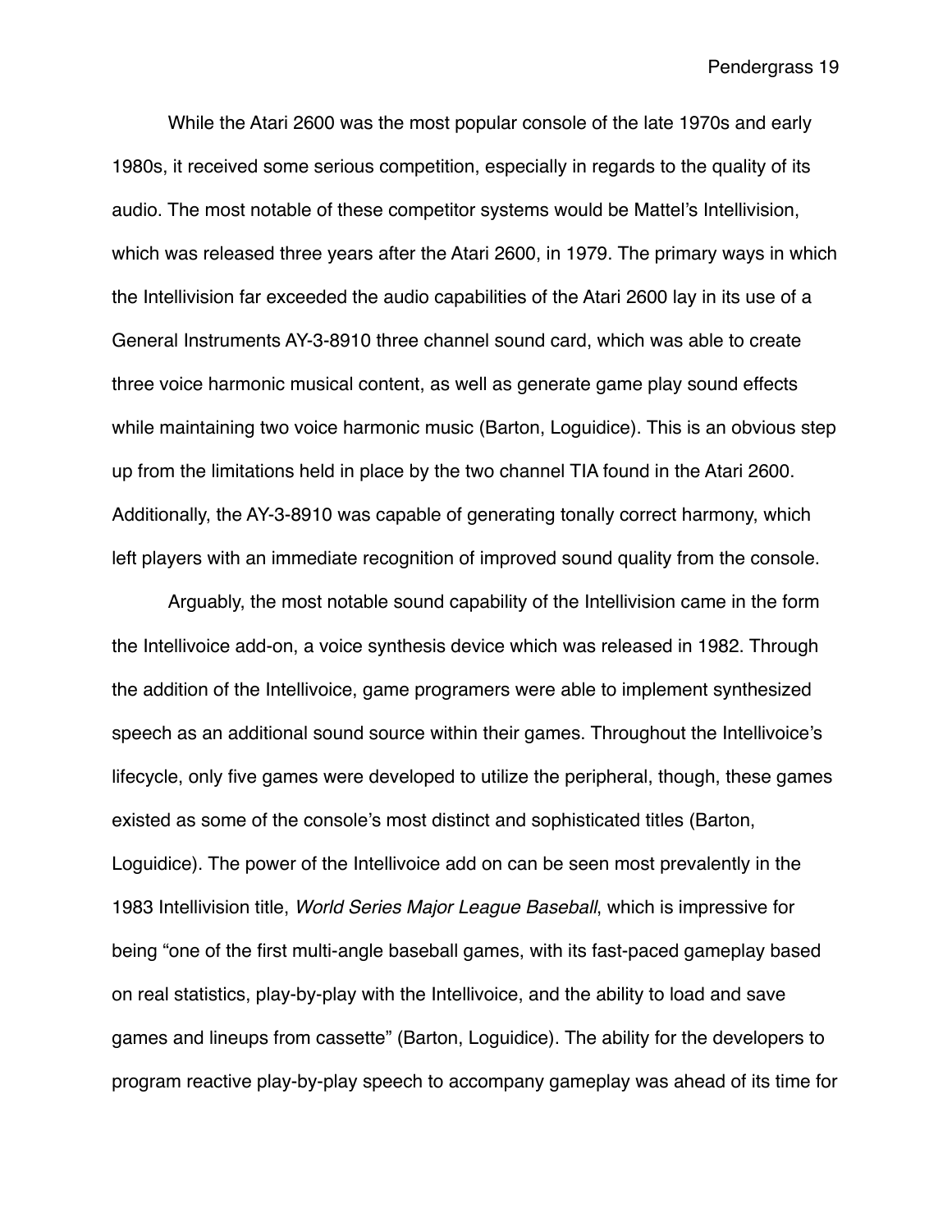While the Atari 2600 was the most popular console of the late 1970s and early 1980s, it received some serious competition, especially in regards to the quality of its audio. The most notable of these competitor systems would be Mattel's Intellivision, which was released three years after the Atari 2600, in 1979. The primary ways in which the Intellivision far exceeded the audio capabilities of the Atari 2600 lay in its use of a General Instruments AY-3-8910 three channel sound card, which was able to create three voice harmonic musical content, as well as generate game play sound effects while maintaining two voice harmonic music (Barton, Loguidice). This is an obvious step up from the limitations held in place by the two channel TIA found in the Atari 2600. Additionally, the AY-3-8910 was capable of generating tonally correct harmony, which left players with an immediate recognition of improved sound quality from the console.

Arguably, the most notable sound capability of the Intellivision came in the form the Intellivoice add-on, a voice synthesis device which was released in 1982. Through the addition of the Intellivoice, game programers were able to implement synthesized speech as an additional sound source within their games. Throughout the Intellivoice's lifecycle, only five games were developed to utilize the peripheral, though, these games existed as some of the console's most distinct and sophisticated titles (Barton, Loguidice). The power of the Intellivoice add on can be seen most prevalently in the 1983 Intellivision title, *World Series Major League Baseball*, which is impressive for being "one of the first multi-angle baseball games, with its fast-paced gameplay based on real statistics, play-by-play with the Intellivoice, and the ability to load and save games and lineups from cassette" (Barton, Loguidice). The ability for the developers to program reactive play-by-play speech to accompany gameplay was ahead of its time for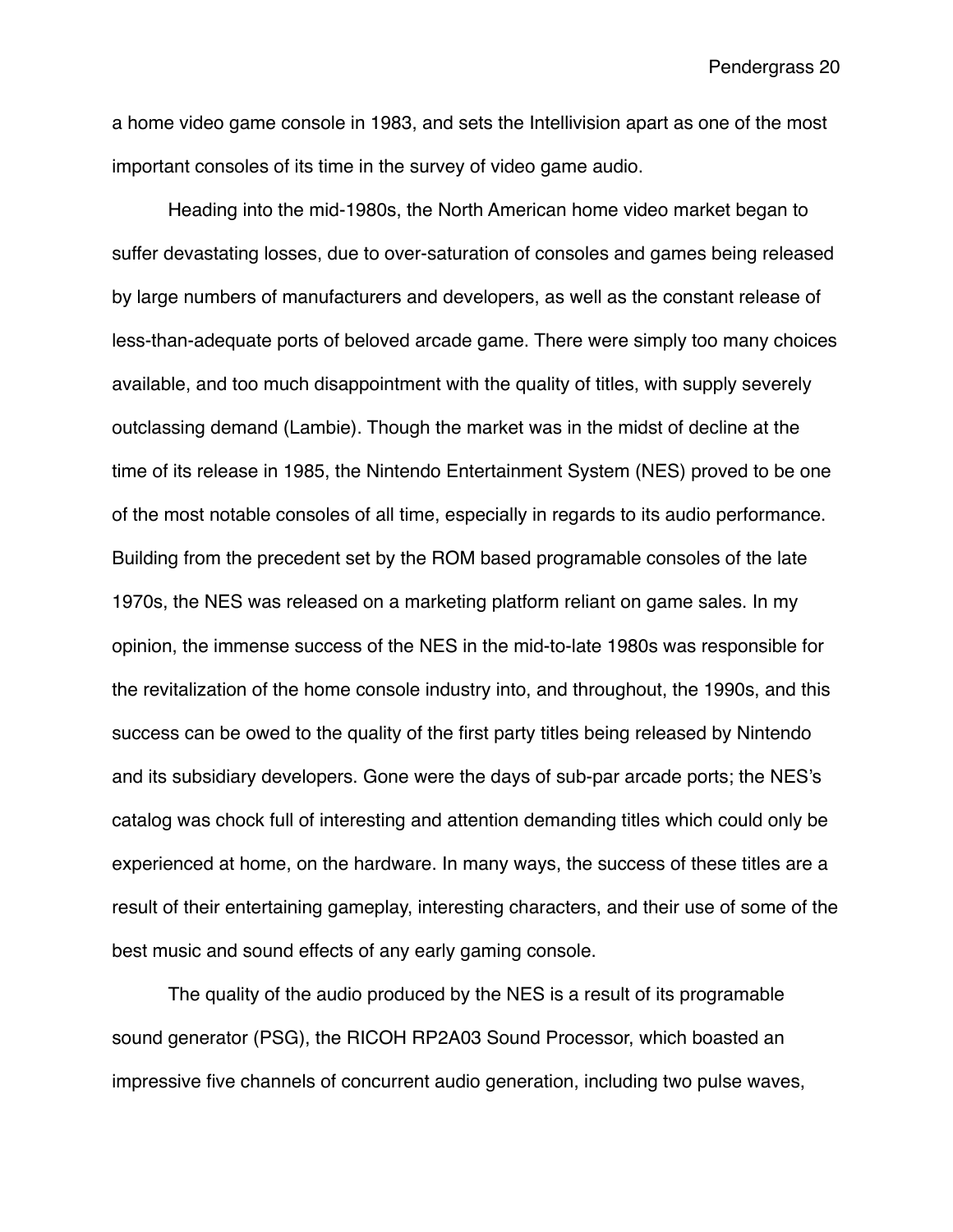a home video game console in 1983, and sets the Intellivision apart as one of the most important consoles of its time in the survey of video game audio.

Heading into the mid-1980s, the North American home video market began to suffer devastating losses, due to over-saturation of consoles and games being released by large numbers of manufacturers and developers, as well as the constant release of less-than-adequate ports of beloved arcade game. There were simply too many choices available, and too much disappointment with the quality of titles, with supply severely outclassing demand (Lambie). Though the market was in the midst of decline at the time of its release in 1985, the Nintendo Entertainment System (NES) proved to be one of the most notable consoles of all time, especially in regards to its audio performance. Building from the precedent set by the ROM based programable consoles of the late 1970s, the NES was released on a marketing platform reliant on game sales. In my opinion, the immense success of the NES in the mid-to-late 1980s was responsible for the revitalization of the home console industry into, and throughout, the 1990s, and this success can be owed to the quality of the first party titles being released by Nintendo and its subsidiary developers. Gone were the days of sub-par arcade ports; the NES's catalog was chock full of interesting and attention demanding titles which could only be experienced at home, on the hardware. In many ways, the success of these titles are a result of their entertaining gameplay, interesting characters, and their use of some of the best music and sound effects of any early gaming console.

The quality of the audio produced by the NES is a result of its programable sound generator (PSG), the RICOH RP2A03 Sound Processor, which boasted an impressive five channels of concurrent audio generation, including two pulse waves,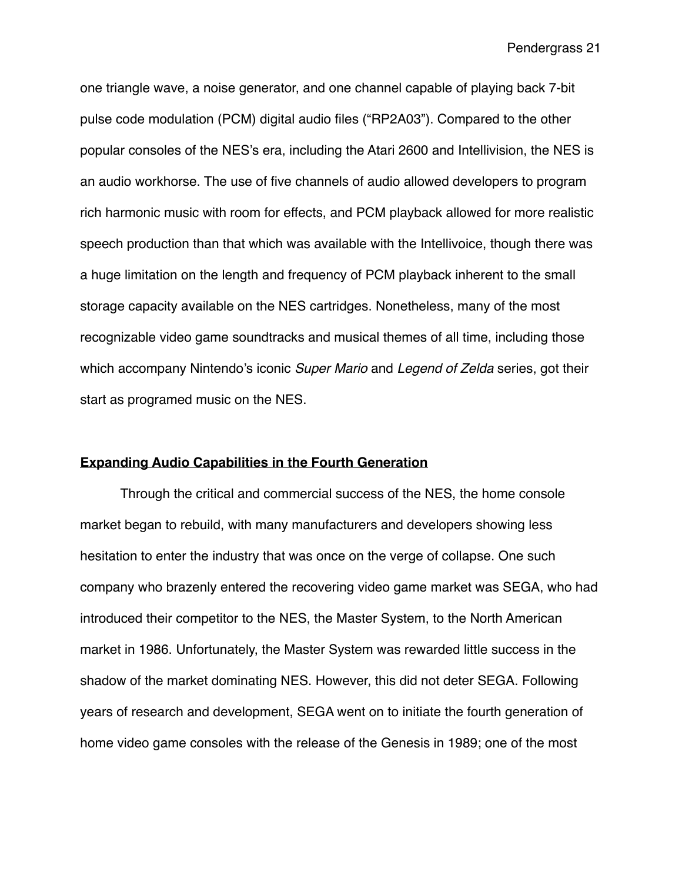one triangle wave, a noise generator, and one channel capable of playing back 7-bit pulse code modulation (PCM) digital audio files ("RP2A03"). Compared to the other popular consoles of the NES's era, including the Atari 2600 and Intellivision, the NES is an audio workhorse. The use of five channels of audio allowed developers to program rich harmonic music with room for effects, and PCM playback allowed for more realistic speech production than that which was available with the Intellivoice, though there was a huge limitation on the length and frequency of PCM playback inherent to the small storage capacity available on the NES cartridges. Nonetheless, many of the most recognizable video game soundtracks and musical themes of all time, including those which accompany Nintendo's iconic *Super Mario* and *Legend of Zelda* series, got their start as programed music on the NES.

## **Expanding Audio Capabilities in the Fourth Generation**

Through the critical and commercial success of the NES, the home console market began to rebuild, with many manufacturers and developers showing less hesitation to enter the industry that was once on the verge of collapse. One such company who brazenly entered the recovering video game market was SEGA, who had introduced their competitor to the NES, the Master System, to the North American market in 1986. Unfortunately, the Master System was rewarded little success in the shadow of the market dominating NES. However, this did not deter SEGA. Following years of research and development, SEGA went on to initiate the fourth generation of home video game consoles with the release of the Genesis in 1989; one of the most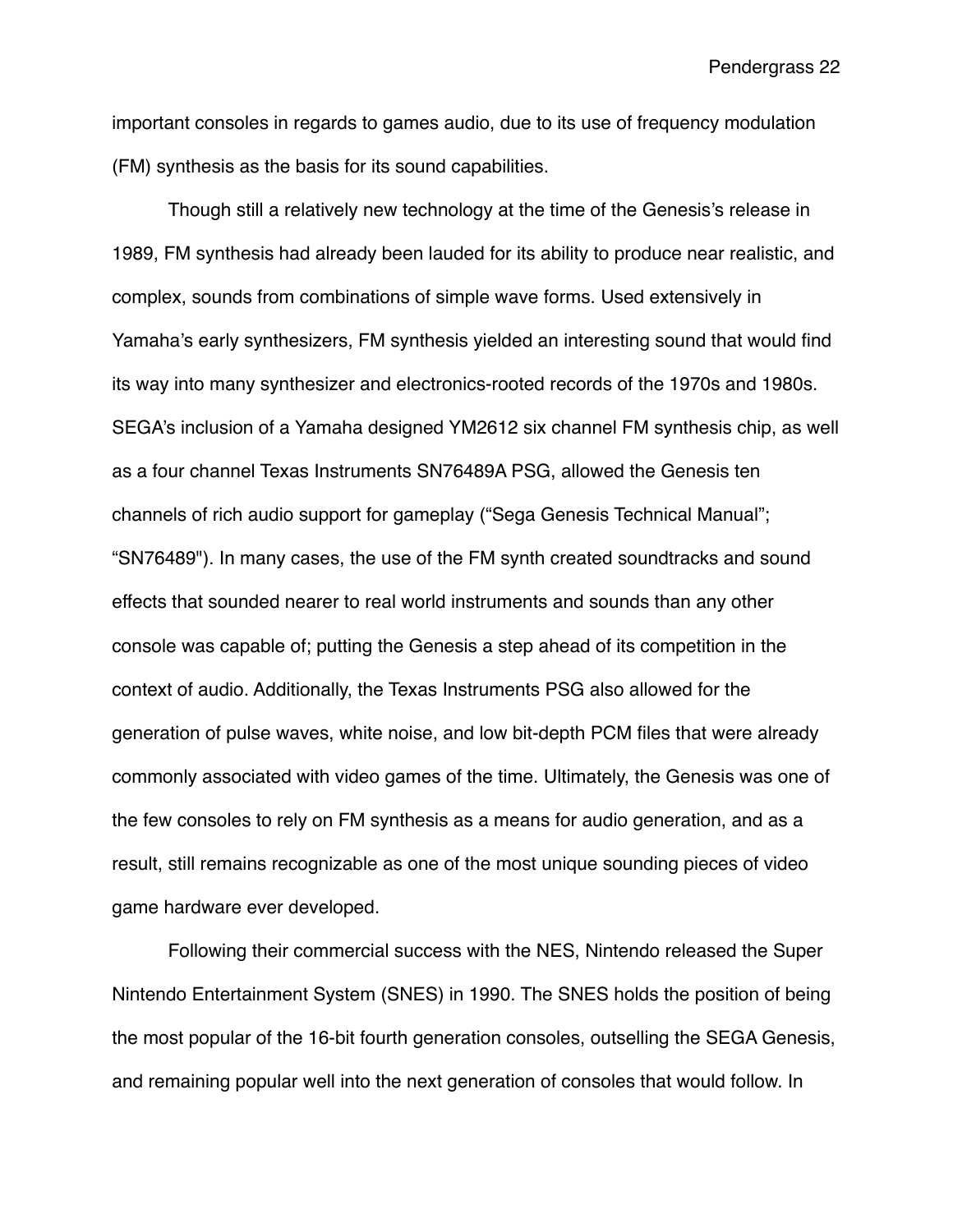important consoles in regards to games audio, due to its use of frequency modulation (FM) synthesis as the basis for its sound capabilities.

Though still a relatively new technology at the time of the Genesis's release in 1989, FM synthesis had already been lauded for its ability to produce near realistic, and complex, sounds from combinations of simple wave forms. Used extensively in Yamaha's early synthesizers, FM synthesis yielded an interesting sound that would find its way into many synthesizer and electronics-rooted records of the 1970s and 1980s. SEGA's inclusion of a Yamaha designed YM2612 six channel FM synthesis chip, as well as a four channel Texas Instruments SN76489A PSG, allowed the Genesis ten channels of rich audio support for gameplay ("Sega Genesis Technical Manual"; "SN76489"). In many cases, the use of the FM synth created soundtracks and sound effects that sounded nearer to real world instruments and sounds than any other console was capable of; putting the Genesis a step ahead of its competition in the context of audio. Additionally, the Texas Instruments PSG also allowed for the generation of pulse waves, white noise, and low bit-depth PCM files that were already commonly associated with video games of the time. Ultimately, the Genesis was one of the few consoles to rely on FM synthesis as a means for audio generation, and as a result, still remains recognizable as one of the most unique sounding pieces of video game hardware ever developed.

Following their commercial success with the NES, Nintendo released the Super Nintendo Entertainment System (SNES) in 1990. The SNES holds the position of being the most popular of the 16-bit fourth generation consoles, outselling the SEGA Genesis, and remaining popular well into the next generation of consoles that would follow. In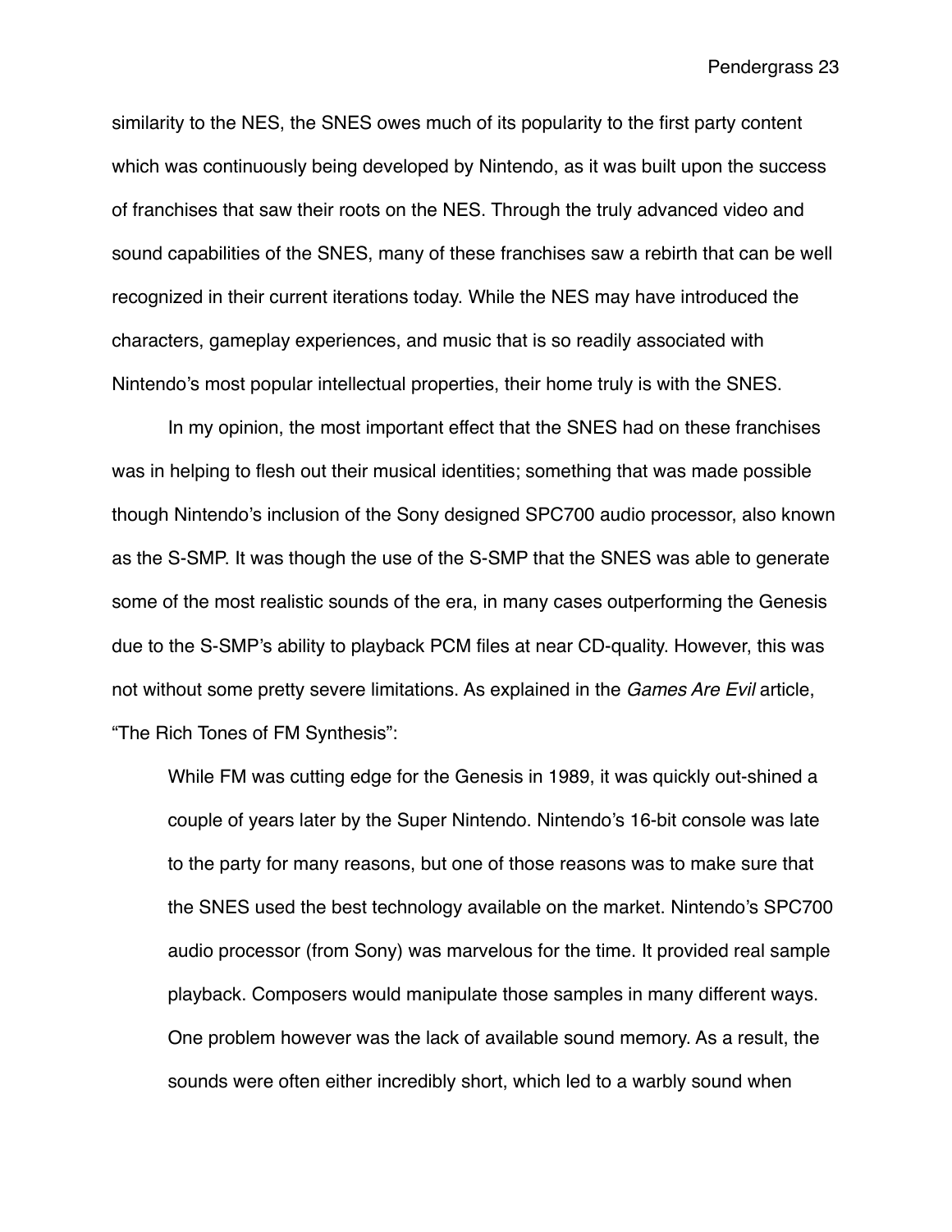similarity to the NES, the SNES owes much of its popularity to the first party content which was continuously being developed by Nintendo, as it was built upon the success of franchises that saw their roots on the NES. Through the truly advanced video and sound capabilities of the SNES, many of these franchises saw a rebirth that can be well recognized in their current iterations today. While the NES may have introduced the characters, gameplay experiences, and music that is so readily associated with Nintendo's most popular intellectual properties, their home truly is with the SNES.

In my opinion, the most important effect that the SNES had on these franchises was in helping to flesh out their musical identities; something that was made possible though Nintendo's inclusion of the Sony designed SPC700 audio processor, also known as the S-SMP. It was though the use of the S-SMP that the SNES was able to generate some of the most realistic sounds of the era, in many cases outperforming the Genesis due to the S-SMP's ability to playback PCM files at near CD-quality. However, this was not without some pretty severe limitations. As explained in the *Games Are Evil* article, "The Rich Tones of FM Synthesis":

> While FM was cutting edge for the Genesis in 1989, it was quickly out-shined a couple of years later by the Super Nintendo. Nintendo's 16-bit console was late to the party for many reasons, but one of those reasons was to make sure that the SNES used the best technology available on the market. Nintendo's SPC700 audio processor (from Sony) was marvelous for the time. It provided real sample playback. Composers would manipulate those samples in many different ways. One problem however was the lack of available sound memory. As a result, the sounds were often either incredibly short, which led to a warbly sound when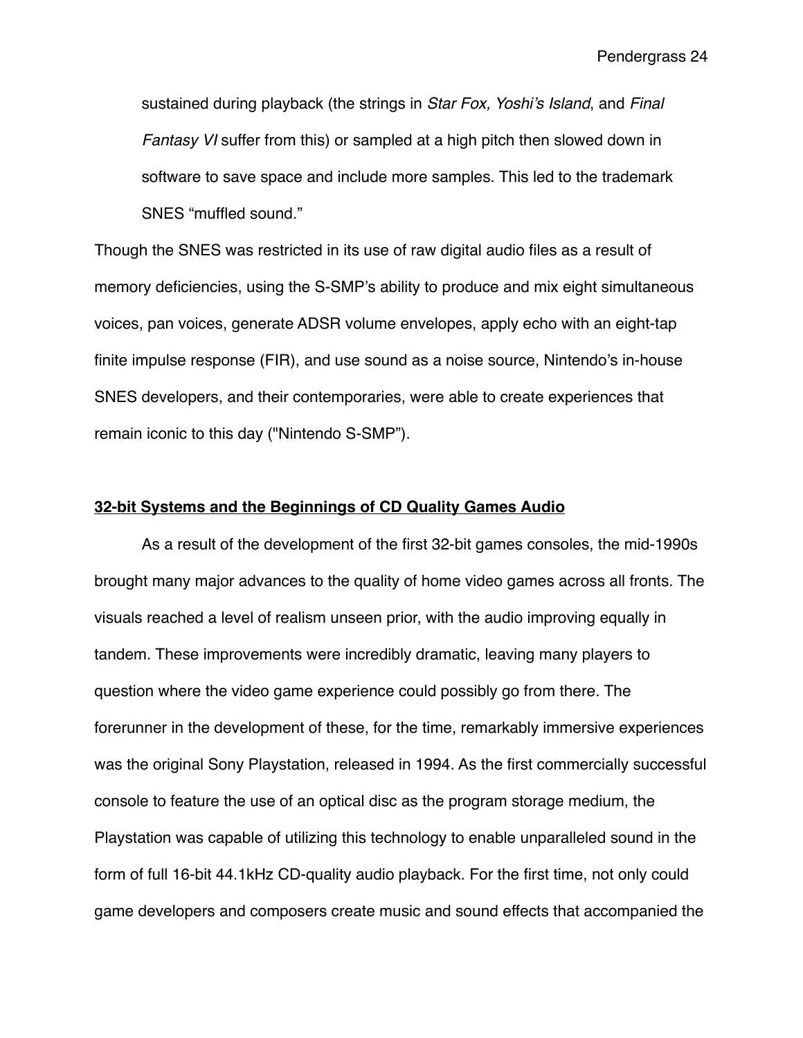sustained during playback (the strings in *Star Fox, Yoshi's Island*, and *Final Fantasy VI* suffer from this) or sampled at a high pitch then slowed down in software to save space and include more samples. This led to the trademark SNES "muffled sound."

Though the SNES was restricted in its use of raw digital audio files as a result of memory deficiencies, using the S-SMP's ability to produce and mix eight simultaneous voices, pan voices, generate ADSR volume envelopes, apply echo with an eight-tap finite impulse response (FIR), and use sound as a noise source, Nintendo's in-house SNES developers, and their contemporaries, were able to create experiences that remain iconic to this day ("Nintendo S-SMP").

## **<u>32-bit Systems and the Beginnings of CD Quality Games Audio</u>**

As a result of the development of the first 32-bit games consoles, the mid-1990s brought many major advances to the quality of home video games across all fronts. The visuals reached a level of realism unseen prior, with the audio improving equally in tandem. These improvements were incredibly dramatic, leaving many players to question where the video game experience could possibly go from there. The forerunner in the development of these, for the time, remarkably immersive experiences was the original Sony Playstation, released in 1994. As the first commercially successful console to feature the use of an optical disc as the program storage medium, the Playstation was capable of utilizing this technology to enable unparalleled sound in the form of full 16-bit 44.1kHz CD-quality audio playback. For the first time, not only could game developers and composers create music and sound effects that accompanied the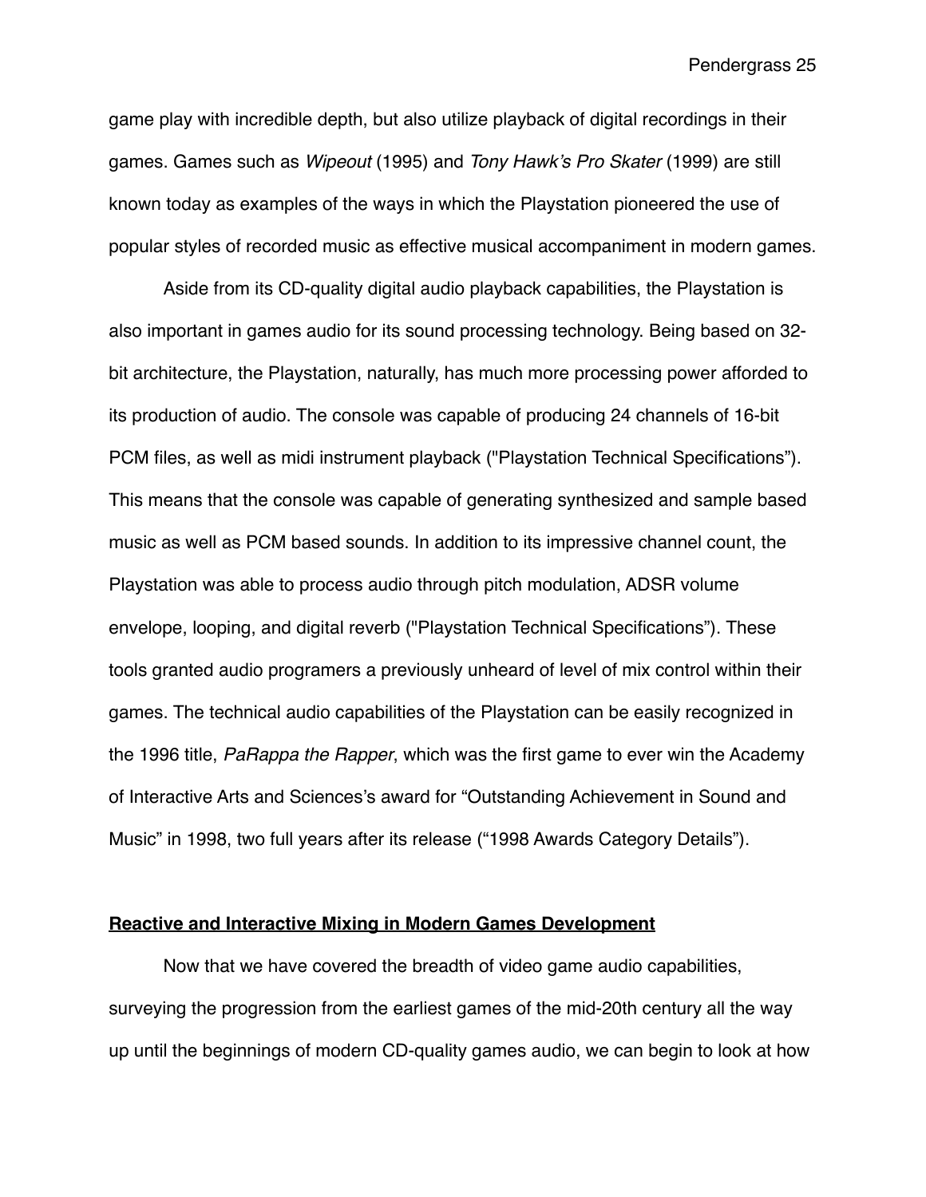game play with incredible depth, but also utilize playback of digital recordings in their games. Games such as *Wipeout* (1995) and *Tony Hawk's Pro Skater* (1999) are still known today as examples of the ways in which the Playstation pioneered the use of popular styles of recorded music as effective musical accompaniment in modern games.

Aside from its CD-quality digital audio playback capabilities, the Playstation is also important in games audio for its sound processing technology. Being based on 32-bit architecture, the Playstation, naturally, has much more processing power afforded to its production of audio. The console was capable of producing 24 channels of 16-bit PCM files, as well as midi instrument playback ("Playstation Technical Specifications"). This means that the console was capable of generating synthesized and sample based music as well as PCM based sounds. In addition to its impressive channel count, the Playstation was able to process audio through pitch modulation, ADSR volume envelope, looping, and digital reverb ("Playstation Technical Specifications"). These tools granted audio programers a previously unheard of level of mix control within their games. The technical audio capabilities of the Playstation can be easily recognized in the 1996 title, *PaRappa the Rapper*, which was the first game to ever win the Academy of Interactive Arts and Sciences's award for "Outstanding Achievement in Sound and Music" in 1998, two full years after its release ("1998 Awards Category Details").

## **Reactive and Interactive Mixing in Modern Games Development**

Now that we have covered the breadth of video game audio capabilities, surveying the progression from the earliest games of the mid-20th century all the way up until the beginnings of modern CD-quality games audio, we can begin to look at how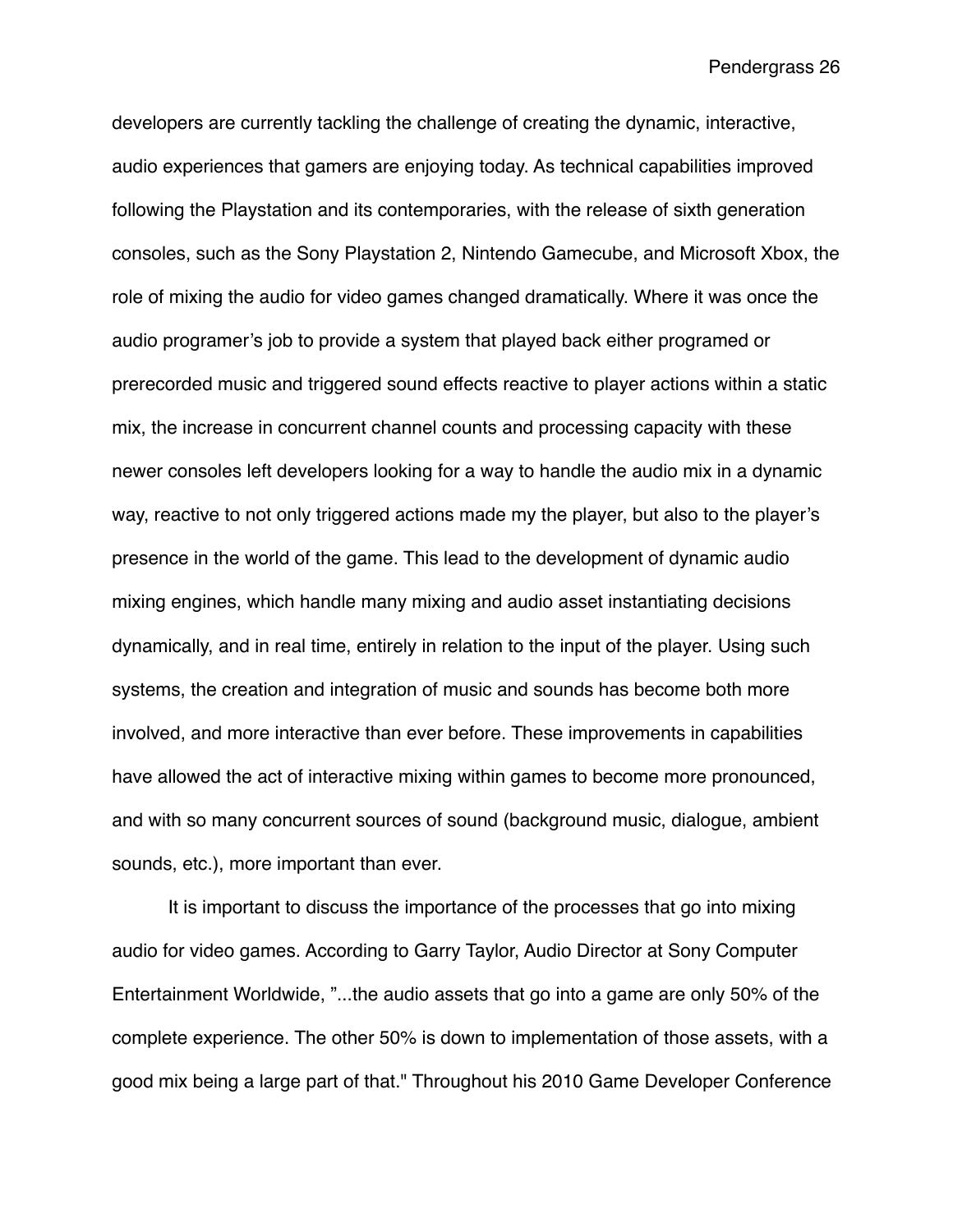developers are currently tackling the challenge of creating the dynamic, interactive, audio experiences that gamers are enjoying today. As technical capabilities improved following the Playstation and its contemporaries, with the release of sixth generation consoles, such as the Sony Playstation 2, Nintendo Gamecube, and Microsoft Xbox, the role of mixing the audio for video games changed dramatically. Where it was once the audio programer's job to provide a system that played back either programed or prerecorded music and triggered sound effects reactive to player actions within a static mix, the increase in concurrent channel counts and processing capacity with these newer consoles left developers looking for a way to handle the audio mix in a dynamic way, reactive to not only triggered actions made my the player, but also to the player's presence in the world of the game. This lead to the development of dynamic audio mixing engines, which handle many mixing and audio asset instantiating decisions dynamically, and in real time, entirely in relation to the input of the player. Using such systems, the creation and integration of music and sounds has become both more involved, and more interactive than ever before. These improvements in capabilities have allowed the act of interactive mixing within games to become more pronounced, and with so many concurrent sources of sound (background music, dialogue, ambient sounds, etc.), more important than ever.

It is important to discuss the importance of the processes that go into mixing audio for video games. According to Garry Taylor, Audio Director at Sony Computer Entertainment Worldwide, "...the audio assets that go into a game are only 50% of the complete experience. The other 50% is down to implementation of those assets, with a good mix being a large part of that." Throughout his 2010 Game Developer Conference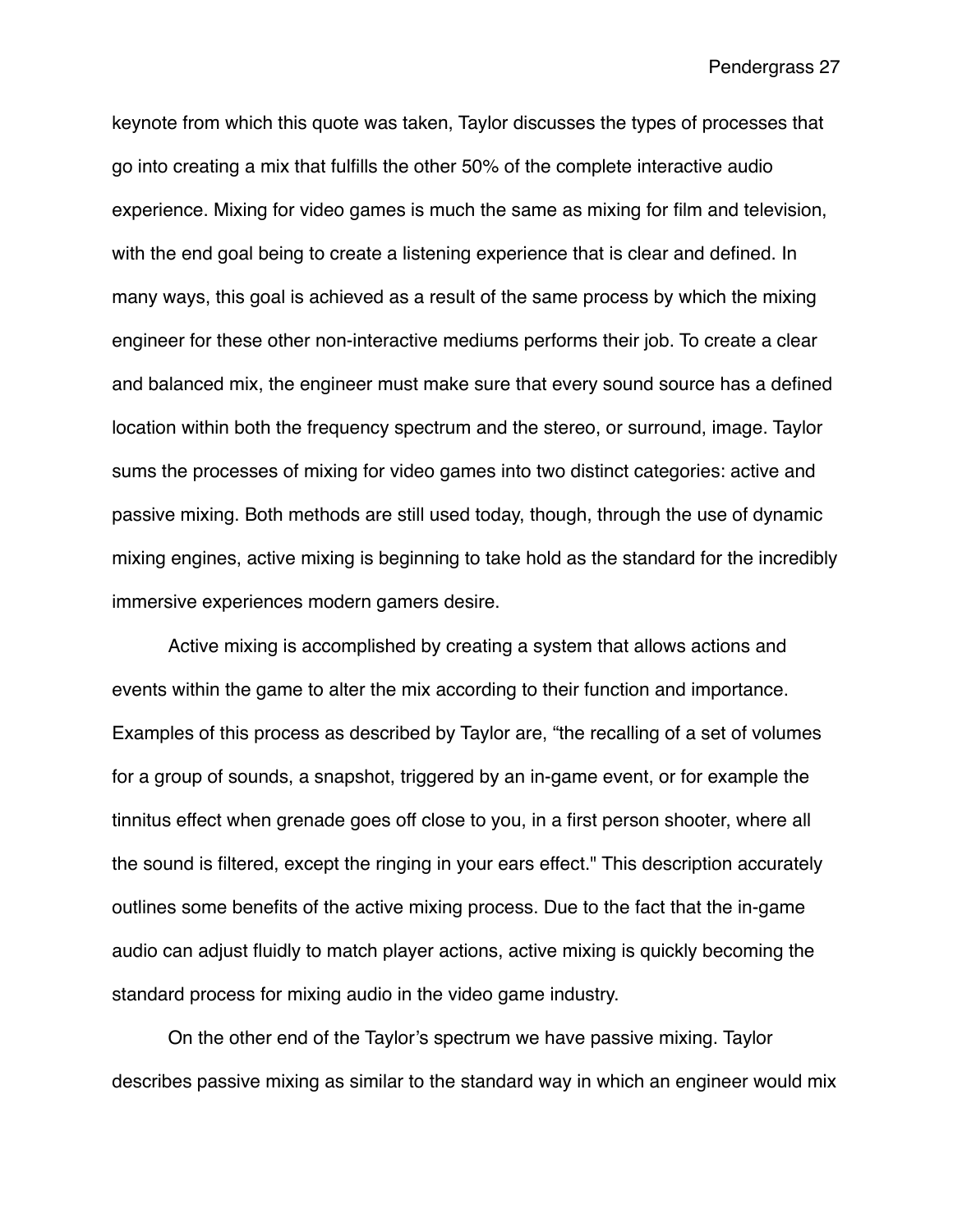keynote from which this quote was taken, Taylor discusses the types of processes that go into creating a mix that fulfills the other 50% of the complete interactive audio experience. Mixing for video games is much the same as mixing for film and television, with the end goal being to create a listening experience that is clear and defined. In many ways, this goal is achieved as a result of the same process by which the mixing engineer for these other non-interactive mediums performs their job. To create a clear and balanced mix, the engineer must make sure that every sound source has a defined location within both the frequency spectrum and the stereo, or surround, image. Taylor sums the processes of mixing for video games into two distinct categories: active and passive mixing. Both methods are still used today, though, through the use of dynamic mixing engines, active mixing is beginning to take hold as the standard for the incredibly immersive experiences modern gamers desire.

Active mixing is accomplished by creating a system that allows actions and events within the game to alter the mix according to their function and importance. Examples of this process as described by Taylor are, "the recalling of a set of volumes for a group of sounds, a snapshot, triggered by an in-game event, or for example the tinnitus effect when grenade goes off close to you, in a first person shooter, where all the sound is filtered, except the ringing in your ears effect." This description accurately outlines some benefits of the active mixing process. Due to the fact that the in-game audio can adjust fluidly to match player actions, active mixing is quickly becoming the standard process for mixing audio in the video game industry.

On the other end of the Taylor's spectrum we have passive mixing. Taylor describes passive mixing as similar to the standard way in which an engineer would mix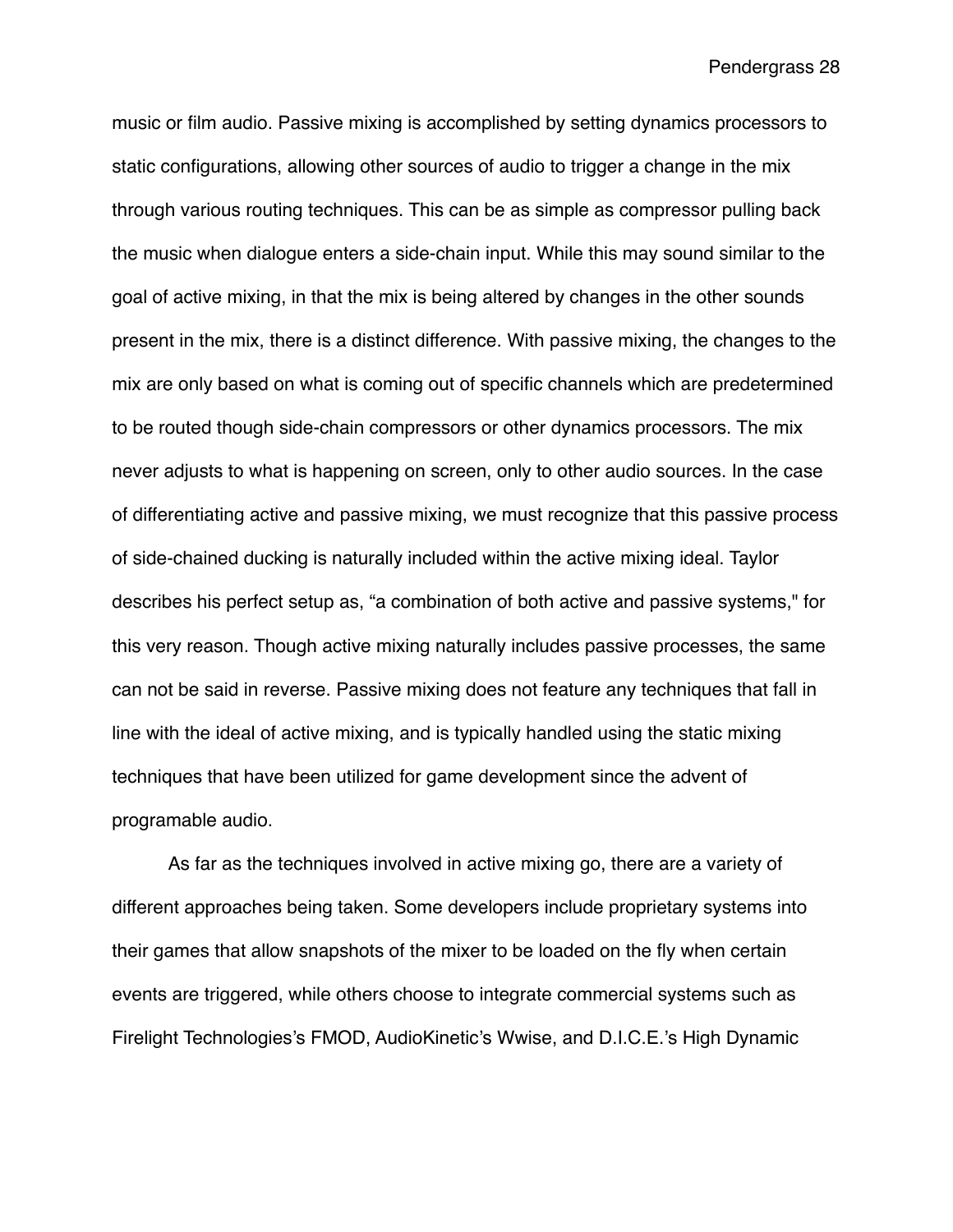music or film audio. Passive mixing is accomplished by setting dynamics processors to static configurations, allowing other sources of audio to trigger a change in the mix through various routing techniques. This can be as simple as compressor pulling back the music when dialogue enters a side-chain input. While this may sound similar to the goal of active mixing, in that the mix is being altered by changes in the other sounds present in the mix, there is a distinct difference. With passive mixing, the changes to the mix are only based on what is coming out of specific channels which are predetermined to be routed though side-chain compressors or other dynamics processors. The mix never adjusts to what is happening on screen, only to other audio sources. In the case of differentiating active and passive mixing, we must recognize that this passive process of side-chained ducking is naturally included within the active mixing ideal. Taylor describes his perfect setup as, “a combination of both active and passive systems," for this very reason. Though active mixing naturally includes passive processes, the same can not be said in reverse. Passive mixing does not feature any techniques that fall in line with the ideal of active mixing, and is typically handled using the static mixing techniques that have been utilized for game development since the advent of programable audio.

As far as the techniques involved in active mixing go, there are a variety of different approaches being taken. Some developers include proprietary systems into their games that allow snapshots of the mixer to be loaded on the fly when certain events are triggered, while others choose to integrate commercial systems such as Firelight Technologies’s FMOD, AudioKinetic’s Wwise, and D.I.C.E.’s High Dynamic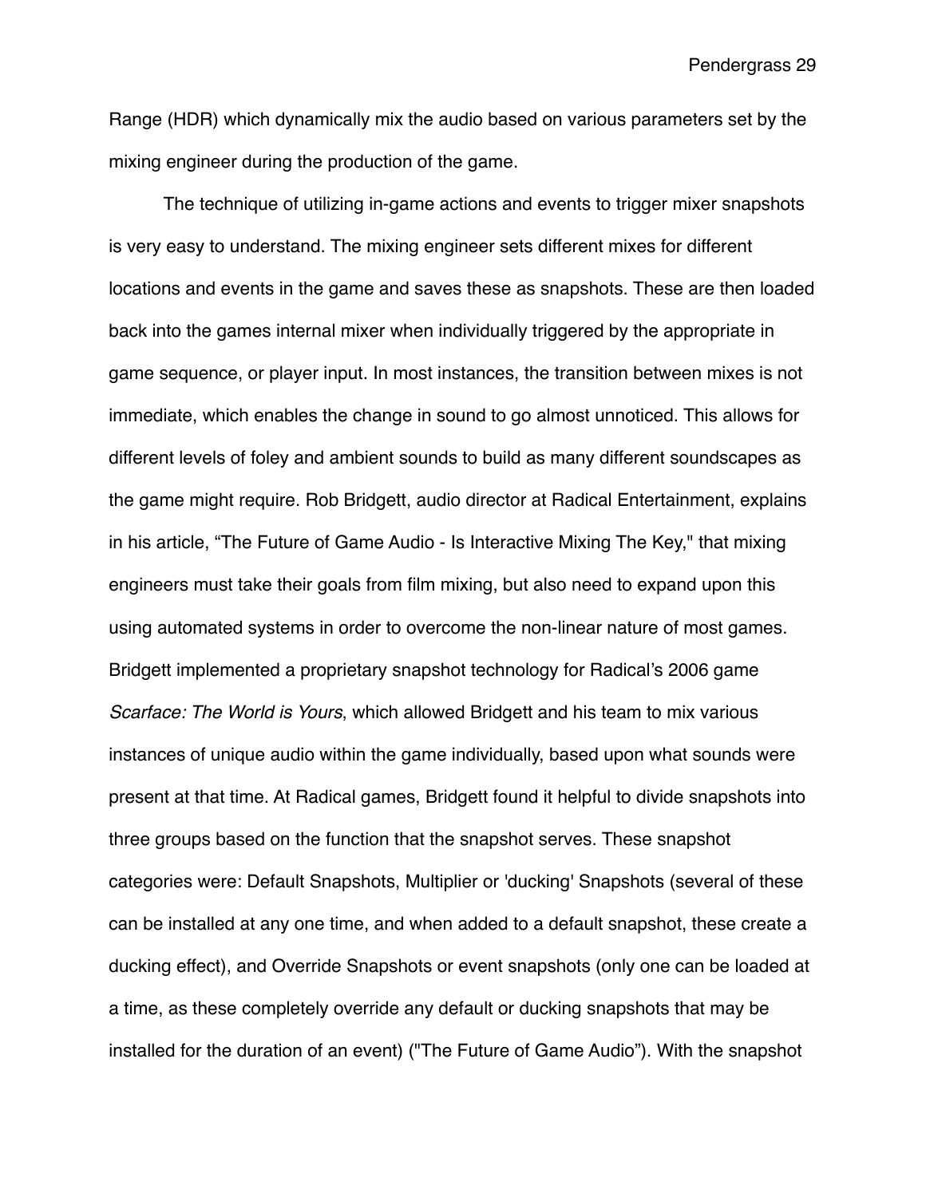Range (HDR) which dynamically mix the audio based on various parameters set by the mixing engineer during the production of the game.

The technique of utilizing in-game actions and events to trigger mixer snapshots is very easy to understand. The mixing engineer sets different mixes for different locations and events in the game and saves these as snapshots. These are then loaded back into the games internal mixer when individually triggered by the appropriate in game sequence, or player input. In most instances, the transition between mixes is not immediate, which enables the change in sound to go almost unnoticed. This allows for different levels of foley and ambient sounds to build as many different soundscapes as the game might require. Rob Bridgett, audio director at Radical Entertainment, explains in his article, "The Future of Game Audio - Is Interactive Mixing The Key," that mixing engineers must take their goals from film mixing, but also need to expand upon this using automated systems in order to overcome the non-linear nature of most games. Bridgett implemented a proprietary snapshot technology for Radical's 2006 game *Scarface: The World is Yours*, which allowed Bridgett and his team to mix various instances of unique audio within the game individually, based upon what sounds were present at that time. At Radical games, Bridgett found it helpful to divide snapshots into three groups based on the function that the snapshot serves. These snapshot categories were: Default Snapshots, Multiplier or 'ducking' Snapshots (several of these can be installed at any one time, and when added to a default snapshot, these create a ducking effect), and Override Snapshots or event snapshots (only one can be loaded at a time, as these completely override any default or ducking snapshots that may be installed for the duration of an event) ("The Future of Game Audio"). With the snapshot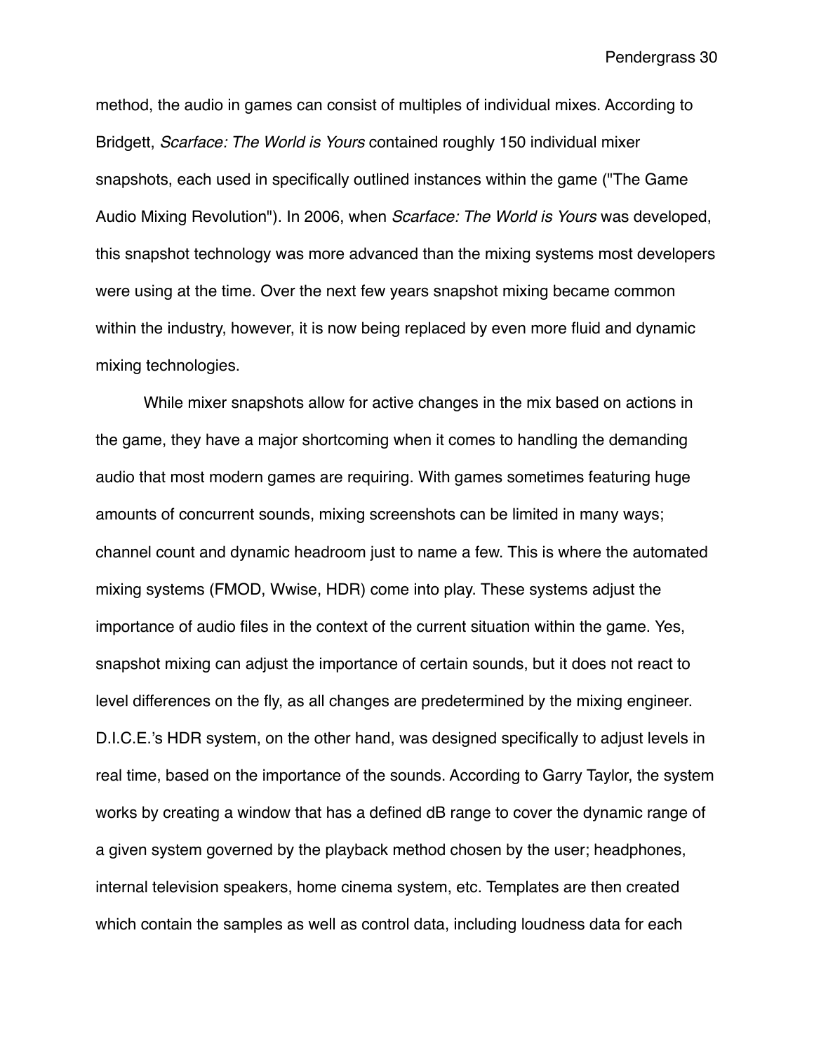method, the audio in games can consist of multiples of individual mixes. According to Bridgett, *Scarface: The World is Yours* contained roughly 150 individual mixer snapshots, each used in specifically outlined instances within the game ("The Game Audio Mixing Revolution"). In 2006, when *Scarface: The World is Yours* was developed, this snapshot technology was more advanced than the mixing systems most developers were using at the time. Over the next few years snapshot mixing became common within the industry, however, it is now being replaced by even more fluid and dynamic mixing technologies.

While mixer snapshots allow for active changes in the mix based on actions in the game, they have a major shortcoming when it comes to handling the demanding audio that most modern games are requiring. With games sometimes featuring huge amounts of concurrent sounds, mixing screenshots can be limited in many ways; channel count and dynamic headroom just to name a few. This is where the automated mixing systems (FMOD, Wwise, HDR) come into play. These systems adjust the importance of audio files in the context of the current situation within the game. Yes, snapshot mixing can adjust the importance of certain sounds, but it does not react to level differences on the fly, as all changes are predetermined by the mixing engineer. D.I.C.E.'s HDR system, on the other hand, was designed specifically to adjust levels in real time, based on the importance of the sounds. According to Garry Taylor, the system works by creating a window that has a defined dB range to cover the dynamic range of a given system governed by the playback method chosen by the user; headphones, internal television speakers, home cinema system, etc. Templates are then created which contain the samples as well as control data, including loudness data for each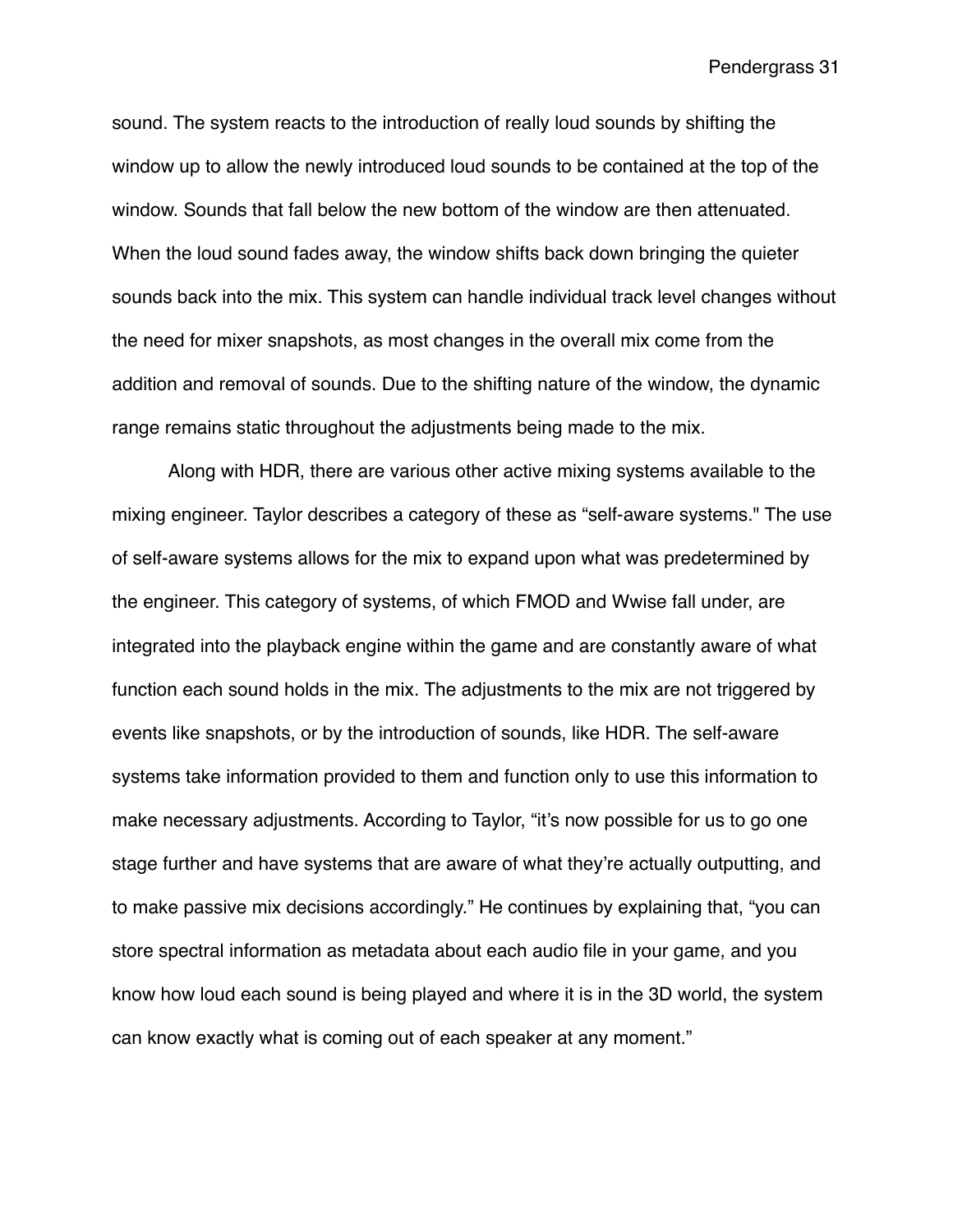sound. The system reacts to the introduction of really loud sounds by shifting the window up to allow the newly introduced loud sounds to be contained at the top of the window. Sounds that fall below the new bottom of the window are then attenuated. When the loud sound fades away, the window shifts back down bringing the quieter sounds back into the mix. This system can handle individual track level changes without the need for mixer snapshots, as most changes in the overall mix come from the addition and removal of sounds. Due to the shifting nature of the window, the dynamic range remains static throughout the adjustments being made to the mix.

Along with HDR, there are various other active mixing systems available to the mixing engineer. Taylor describes a category of these as “self-aware systems." The use of self-aware systems allows for the mix to expand upon what was predetermined by the engineer. This category of systems, of which FMOD and Wwise fall under, are integrated into the playback engine within the game and are constantly aware of what function each sound holds in the mix. The adjustments to the mix are not triggered by events like snapshots, or by the introduction of sounds, like HDR. The self-aware systems take information provided to them and function only to use this information to make necessary adjustments. According to Taylor, “it’s now possible for us to go one stage further and have systems that are aware of what they’re actually outputting, and to make passive mix decisions accordingly.” He continues by explaining that, “you can store spectral information as metadata about each audio file in your game, and you know how loud each sound is being played and where it is in the 3D world, the system can know exactly what is coming out of each speaker at any moment.”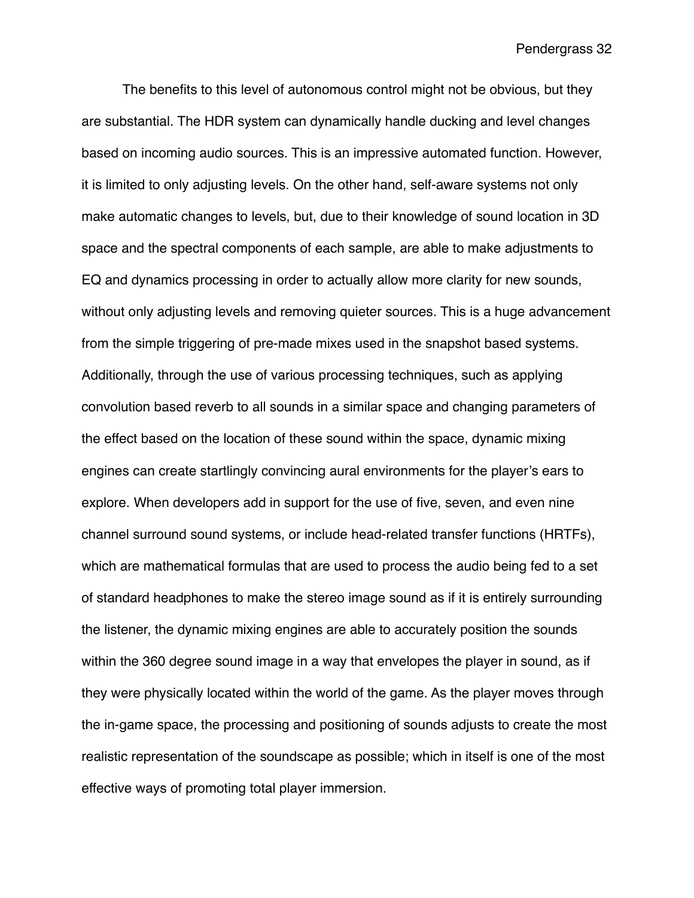The benefits to this level of autonomous control might not be obvious, but they are substantial. The HDR system can dynamically handle ducking and level changes based on incoming audio sources. This is an impressive automated function. However, it is limited to only adjusting levels. On the other hand, self-aware systems not only make automatic changes to levels, but, due to their knowledge of sound location in 3D space and the spectral components of each sample, are able to make adjustments to EQ and dynamics processing in order to actually allow more clarity for new sounds, without only adjusting levels and removing quieter sources. This is a huge advancement from the simple triggering of pre-made mixes used in the snapshot based systems. Additionally, through the use of various processing techniques, such as applying convolution based reverb to all sounds in a similar space and changing parameters of the effect based on the location of these sound within the space, dynamic mixing engines can create startlingly convincing aural environments for the player's ears to explore. When developers add in support for the use of five, seven, and even nine channel surround sound systems, or include head-related transfer functions (HRTFs), which are mathematical formulas that are used to process the audio being fed to a set of standard headphones to make the stereo image sound as if it is entirely surrounding the listener, the dynamic mixing engines are able to accurately position the sounds within the 360 degree sound image in a way that envelopes the player in sound, as if they were physically located within the world of the game. As the player moves through the in-game space, the processing and positioning of sounds adjusts to create the most realistic representation of the soundscape as possible; which in itself is one of the most effective ways of promoting total player immersion.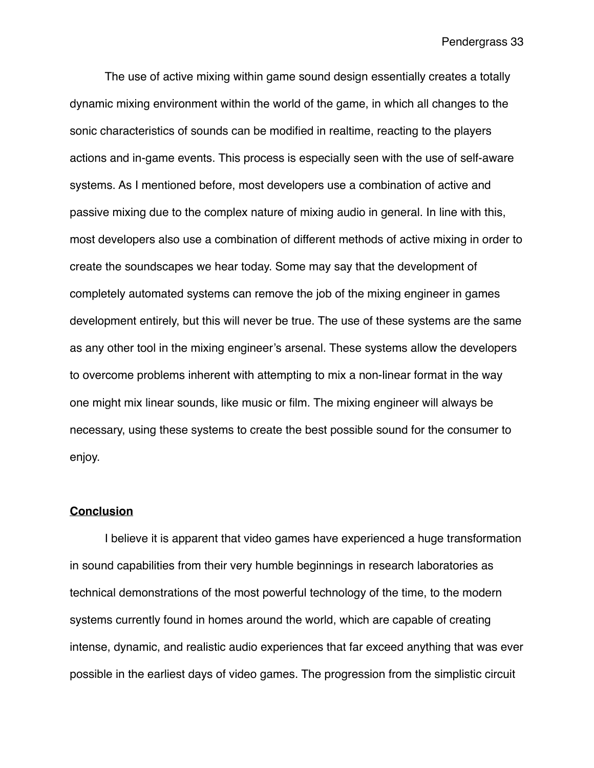The use of active mixing within game sound design essentially creates a totally dynamic mixing environment within the world of the game, in which all changes to the sonic characteristics of sounds can be modified in realtime, reacting to the players actions and in-game events. This process is especially seen with the use of self-aware systems. As I mentioned before, most developers use a combination of active and passive mixing due to the complex nature of mixing audio in general. In line with this, most developers also use a combination of different methods of active mixing in order to create the soundscapes we hear today. Some may say that the development of completely automated systems can remove the job of the mixing engineer in games development entirely, but this will never be true. The use of these systems are the same as any other tool in the mixing engineer's arsenal. These systems allow the developers to overcome problems inherent with attempting to mix a non-linear format in the way one might mix linear sounds, like music or film. The mixing engineer will always be necessary, using these systems to create the best possible sound for the consumer to enjoy.

## Conclusion

I believe it is apparent that video games have experienced a huge transformation in sound capabilities from their very humble beginnings in research laboratories as technical demonstrations of the most powerful technology of the time, to the modern systems currently found in homes around the world, which are capable of creating intense, dynamic, and realistic audio experiences that far exceed anything that was ever possible in the earliest days of video games. The progression from the simplistic circuit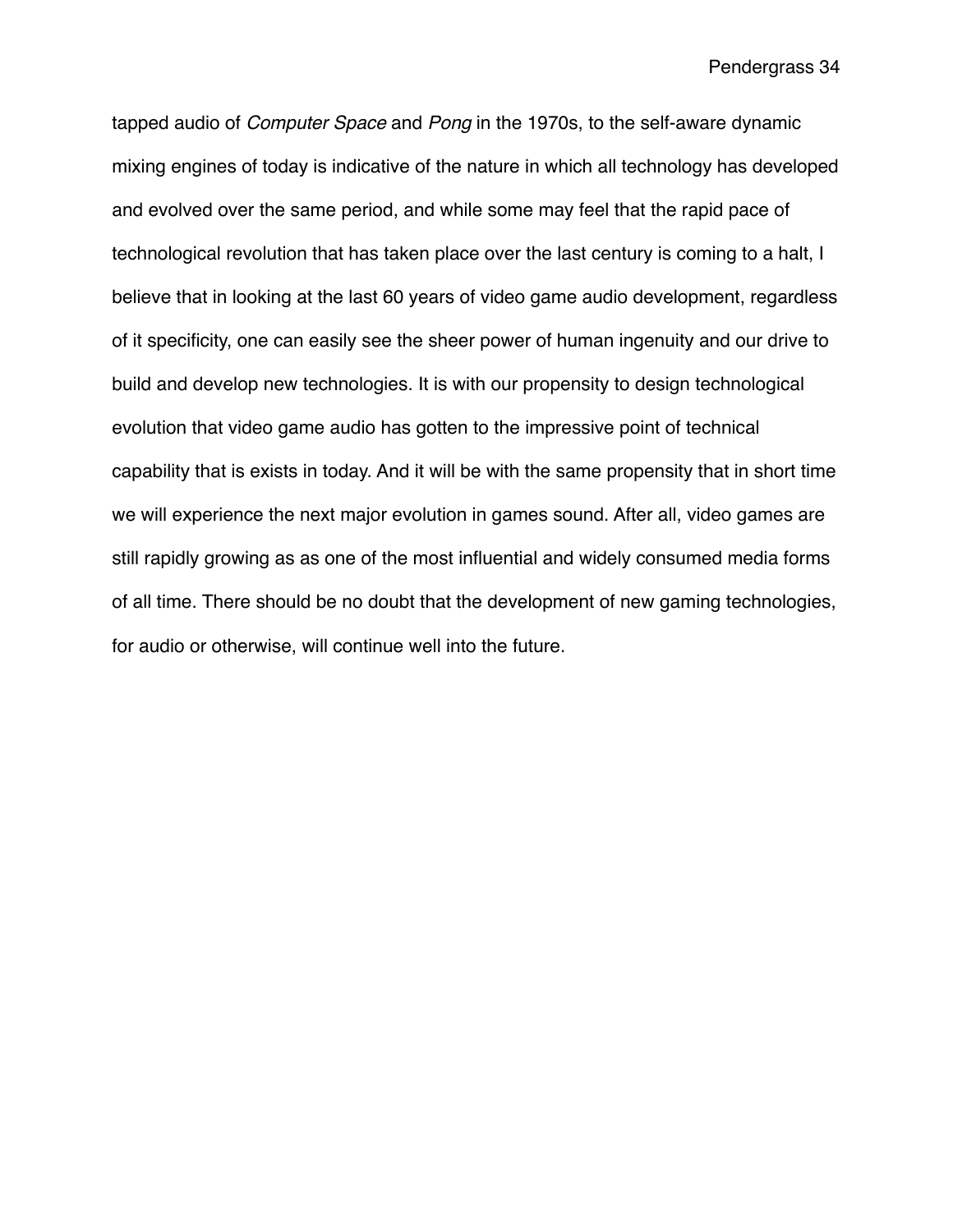tapped audio of *Computer Space* and *Pong* in the 1970s, to the self-aware dynamic mixing engines of today is indicative of the nature in which all technology has developed and evolved over the same period, and while some may feel that the rapid pace of technological revolution that has taken place over the last century is coming to a halt, I believe that in looking at the last 60 years of video game audio development, regardless of it specificity, one can easily see the sheer power of human ingenuity and our drive to build and develop new technologies. It is with our propensity to design technological evolution that video game audio has gotten to the impressive point of technical capability that is exists in today. And it will be with the same propensity that in short time we will experience the next major evolution in games sound. After all, video games are still rapidly growing as as one of the most influential and widely consumed media forms of all time. There should be no doubt that the development of new gaming technologies, for audio or otherwise, will continue well into the future.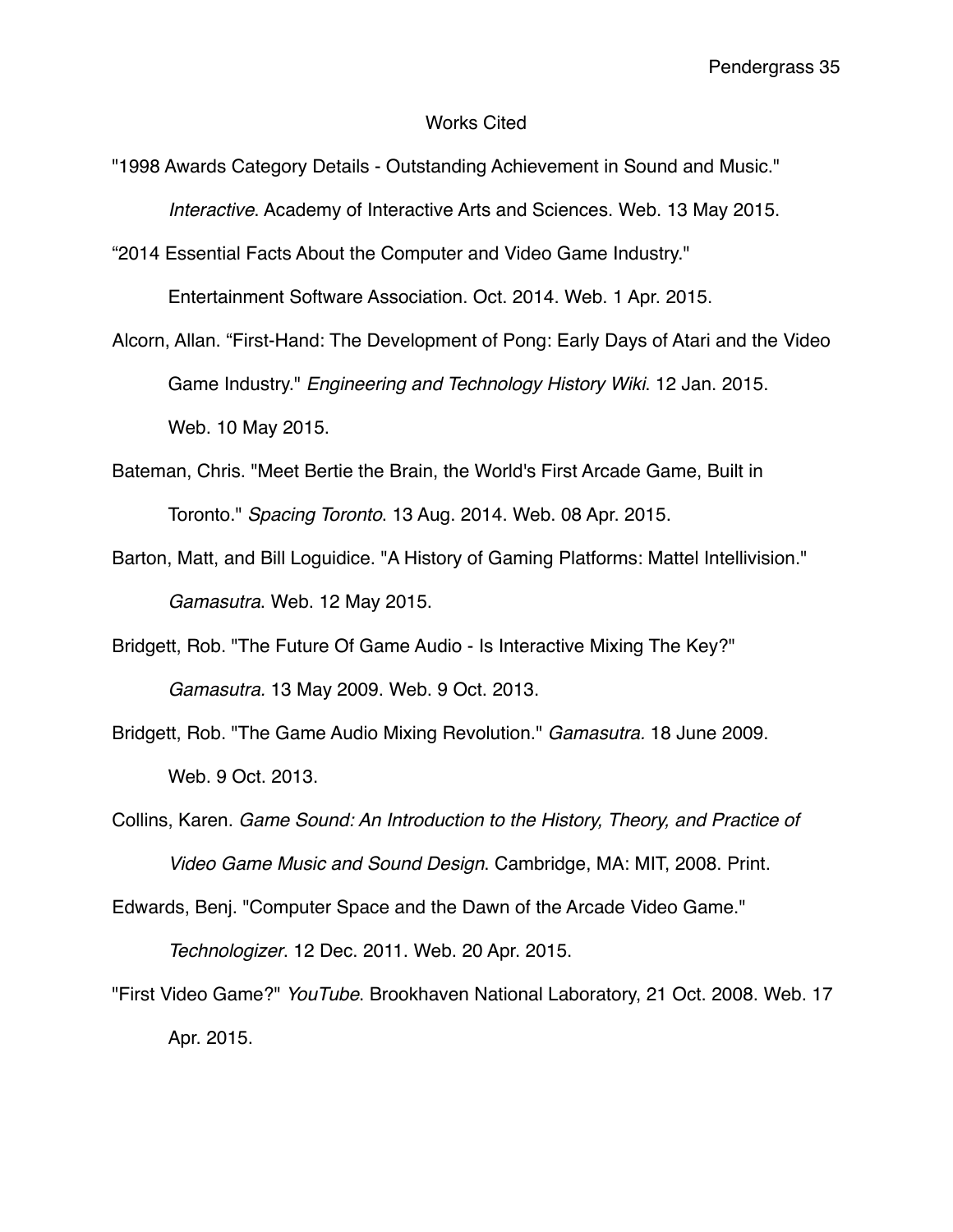# Works Cited

"1998 Awards Category Details - Outstanding Achievement in Sound and Music." *Interactive*. Academy of Interactive Arts and Sciences. Web. 13 May 2015.

“2014 Essential Facts About the Computer and Video Game Industry." Entertainment Software Association. Oct. 2014. Web. 1 Apr. 2015.

Alcorn, Allan. “First-Hand: The Development of Pong: Early Days of Atari and the Video Game Industry." *Engineering and Technology History Wiki*. 12 Jan. 2015. Web. 10 May 2015.

Bateman, Chris. "Meet Bertie the Brain, the World's First Arcade Game, Built in Toronto." *Spacing Toronto*. 13 Aug. 2014. Web. 08 Apr. 2015.

Barton, Matt, and Bill Loguidice. "A History of Gaming Platforms: Mattel Intellivision." *Gamasutra*. Web. 12 May 2015.

Bridgett, Rob. "The Future Of Game Audio - Is Interactive Mixing The Key?" *Gamasutra.* 13 May 2009. Web. 9 Oct. 2013.

Bridgett, Rob. "The Game Audio Mixing Revolution." *Gamasutra.* 18 June 2009. Web. 9 Oct. 2013.

Collins, Karen. *Game Sound: An Introduction to the History, Theory, and Practice of Video Game Music and Sound Design*. Cambridge, MA: MIT, 2008. Print.

Edwards, Benj. "Computer Space and the Dawn of the Arcade Video Game." *Technologizer*. 12 Dec. 2011. Web. 20 Apr. 2015.

"First Video Game?" *YouTube*. Brookhaven National Laboratory, 21 Oct. 2008. Web. 17 Apr. 2015.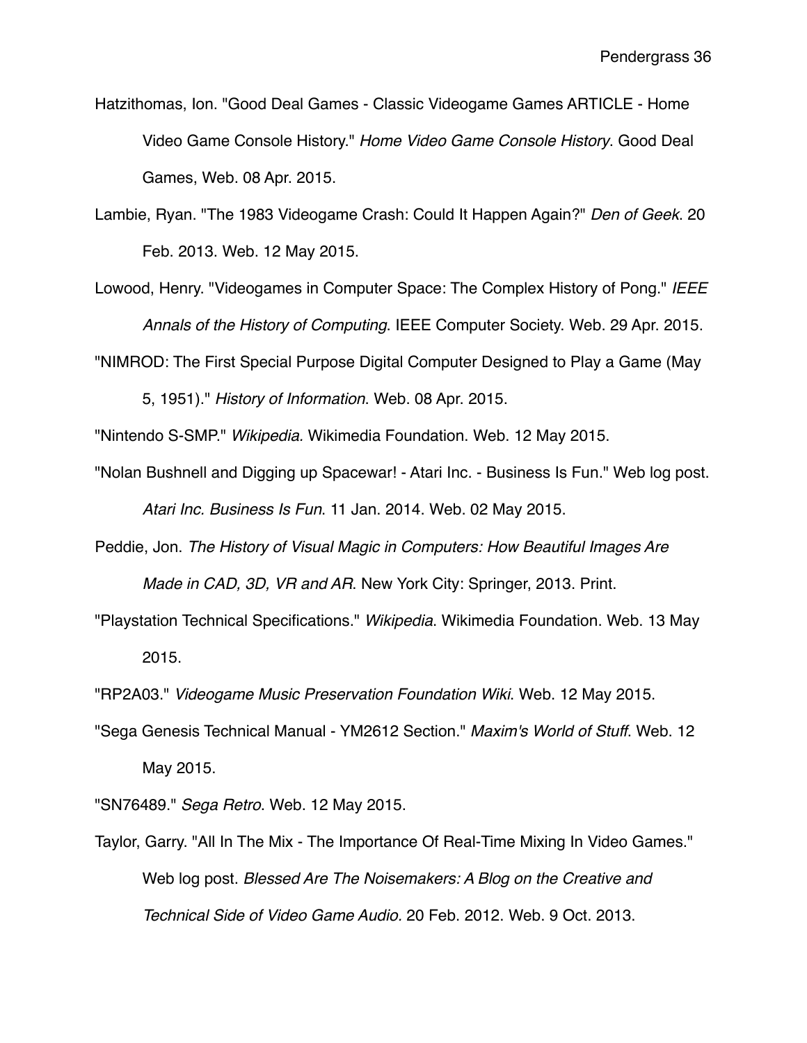Hatzithomas, Ion. "Good Deal Games - Classic Videogame Games ARTICLE - Home Video Game Console History." *Home Video Game Console History*. Good Deal Games, Web. 08 Apr. 2015.

Lambie, Ryan. "The 1983 Videogame Crash: Could It Happen Again?" *Den of Geek*. 20 Feb. 2013. Web. 12 May 2015.

Lowood, Henry. "Videogames in Computer Space: The Complex History of Pong." *IEEE Annals of the History of Computing*. IEEE Computer Society. Web. 29 Apr. 2015.

"NIMROD: The First Special Purpose Digital Computer Designed to Play a Game (May 5, 1951)." *History of Information*. Web. 08 Apr. 2015.

"Nintendo S-SMP." *Wikipedia*. Wikimedia Foundation. Web. 12 May 2015.

"Nolan Bushnell and Digging up Spacewar! - Atari Inc. - Business Is Fun." Web log post. *Atari Inc. Business Is Fun*. 11 Jan. 2014. Web. 02 May 2015.

Peddie, Jon. *The History of Visual Magic in Computers: How Beautiful Images Are Made in CAD, 3D, VR and AR*. New York City: Springer, 2013. Print.

"Playstation Technical Specifications." *Wikipedia*. Wikimedia Foundation. Web. 13 May 2015.

"RP2A03." *Videogame Music Preservation Foundation Wiki*. Web. 12 May 2015.

"Sega Genesis Technical Manual - YM2612 Section." *Maxim's World of Stuff*. Web. 12 May 2015.

"SN76489." *Sega Retro*. Web. 12 May 2015.

Taylor, Garry. "All In The Mix - The Importance Of Real-Time Mixing In Video Games." Web log post. *Blessed Are The Noisemakers: A Blog on the Creative and Technical Side of Video Game Audio.* 20 Feb. 2012. Web. 9 Oct. 2013.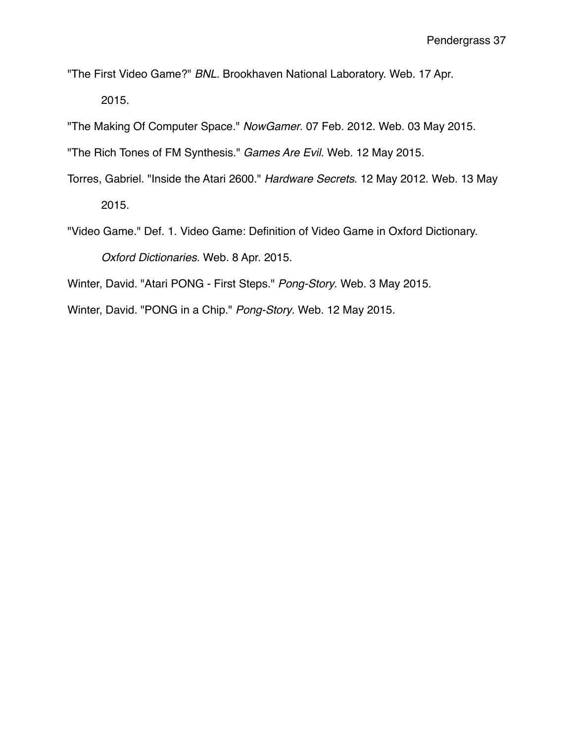"The First Video Game?" *BNL*. Brookhaven National Laboratory. Web. 17 Apr. 2015.

"The Making Of Computer Space." *NowGamer*. 07 Feb. 2012. Web. 03 May 2015.

"The Rich Tones of FM Synthesis." *Games Are Evil*. Web. 12 May 2015.

Torres, Gabriel. "Inside the Atari 2600." *Hardware Secrets*. 12 May 2012. Web. 13 May 2015.

"Video Game." Def. 1. Video Game: Definition of Video Game in Oxford Dictionary. *Oxford Dictionaries*. Web. 8 Apr. 2015.

Winter, David. "Atari PONG - First Steps." *Pong-Story*. Web. 3 May 2015.

Winter, David. "PONG in a Chip." *Pong-Story*. Web. 12 May 2015.